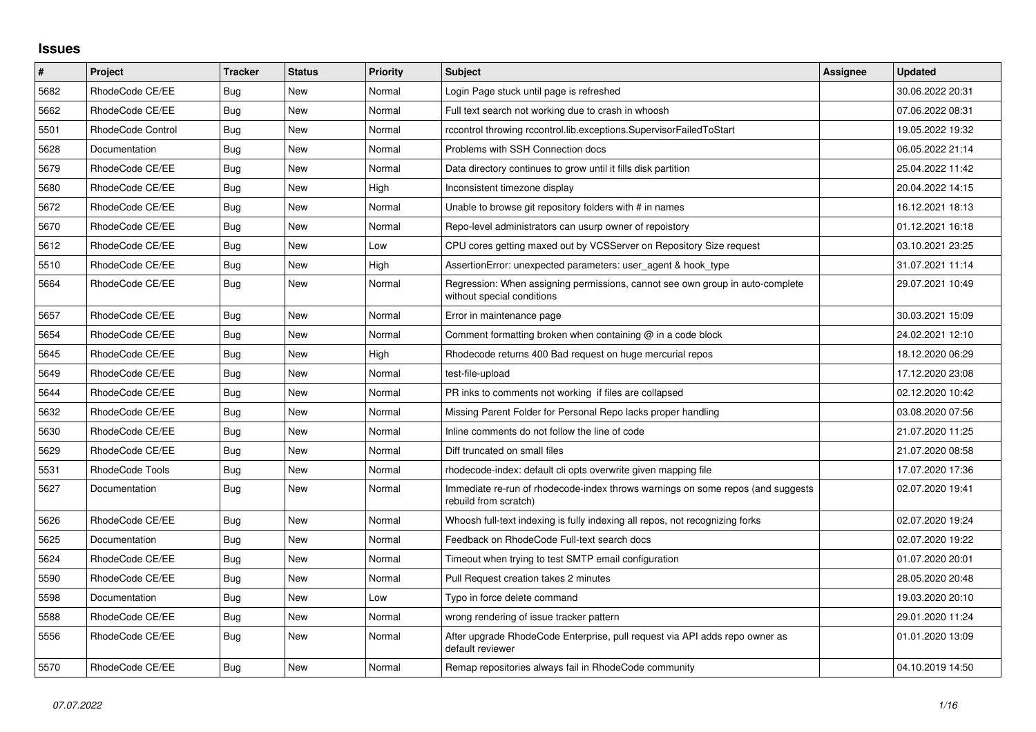# Issues

| # | Project | Tracker | Status | Priority | Subject | Assignee | Updated |
|---|---|---|---|---|---|---|---|
| 5682 | RhodeCode CE/EE | Bug | New | Normal | Login Page stuck until page is refreshed | | 30.06.2022 20:31 |
| 5662 | RhodeCode CE/EE | Bug | New | Normal | Full text search not working due to crash in whoosh | | 07.06.2022 08:31 |
| 5501 | RhodeCode Control | Bug | New | Normal | rccontrol throwing rccontrol.lib.exceptions.SupervisorFailedToStart | | 19.05.2022 19:32 |
| 5628 | Documentation | Bug | New | Normal | Problems with SSH Connection docs | | 06.05.2022 21:14 |
| 5679 | RhodeCode CE/EE | Bug | New | Normal | Data directory continues to grow until it fills disk partition | | 25.04.2022 11:42 |
| 5680 | RhodeCode CE/EE | Bug | New | High | Inconsistent timezone display | | 20.04.2022 14:15 |
| 5672 | RhodeCode CE/EE | Bug | New | Normal | Unable to browse git repository folders with # in names | | 16.12.2021 18:13 |
| 5670 | RhodeCode CE/EE | Bug | New | Normal | Repo-level administrators can usurp owner of repoistory | | 01.12.2021 16:18 |
| 5612 | RhodeCode CE/EE | Bug | New | Low | CPU cores getting maxed out by VCSServer on Repository Size request | | 03.10.2021 23:25 |
| 5510 | RhodeCode CE/EE | Bug | New | High | AssertionError: unexpected parameters: user_agent & hook_type | | 31.07.2021 11:14 |
| 5664 | RhodeCode CE/EE | Bug | New | Normal | Regression: When assigning permissions, cannot see own group in auto-complete without special conditions | | 29.07.2021 10:49 |
| 5657 | RhodeCode CE/EE | Bug | New | Normal | Error in maintenance page | | 30.03.2021 15:09 |
| 5654 | RhodeCode CE/EE | Bug | New | Normal | Comment formatting broken when containing @ in a code block | | 24.02.2021 12:10 |
| 5645 | RhodeCode CE/EE | Bug | New | High | Rhodecode returns 400 Bad request on huge mercurial repos | | 18.12.2020 06:29 |
| 5649 | RhodeCode CE/EE | Bug | New | Normal | test-file-upload | | 17.12.2020 23:08 |
| 5644 | RhodeCode CE/EE | Bug | New | Normal | PR inks to comments not working if files are collapsed | | 02.12.2020 10:42 |
| 5632 | RhodeCode CE/EE | Bug | New | Normal | Missing Parent Folder for Personal Repo lacks proper handling | | 03.08.2020 07:56 |
| 5630 | RhodeCode CE/EE | Bug | New | Normal | Inline comments do not follow the line of code | | 21.07.2020 11:25 |
| 5629 | RhodeCode CE/EE | Bug | New | Normal | Diff truncated on small files | | 21.07.2020 08:58 |
| 5531 | RhodeCode Tools | Bug | New | Normal | rhodecode-index: default cli opts overwrite given mapping file | | 17.07.2020 17:36 |
| 5627 | Documentation | Bug | New | Normal | Immediate re-run of rhodecode-index throws warnings on some repos (and suggests rebuild from scratch) | | 02.07.2020 19:41 |
| 5626 | RhodeCode CE/EE | Bug | New | Normal | Whoosh full-text indexing is fully indexing all repos, not recognizing forks | | 02.07.2020 19:24 |
| 5625 | Documentation | Bug | New | Normal | Feedback on RhodeCode Full-text search docs | | 02.07.2020 19:22 |
| 5624 | RhodeCode CE/EE | Bug | New | Normal | Timeout when trying to test SMTP email configuration | | 01.07.2020 20:01 |
| 5590 | RhodeCode CE/EE | Bug | New | Normal | Pull Request creation takes 2 minutes | | 28.05.2020 20:48 |
| 5598 | Documentation | Bug | New | Low | Typo in force delete command | | 19.03.2020 20:10 |
| 5588 | RhodeCode CE/EE | Bug | New | Normal | wrong rendering of issue tracker pattern | | 29.01.2020 11:24 |
| 5556 | RhodeCode CE/EE | Bug | New | Normal | After upgrade RhodeCode Enterprise, pull request via API adds repo owner as default reviewer | | 01.01.2020 13:09 |
| 5570 | RhodeCode CE/EE | Bug | New | Normal | Remap repositories always fail in RhodeCode community | | 04.10.2019 14:50 |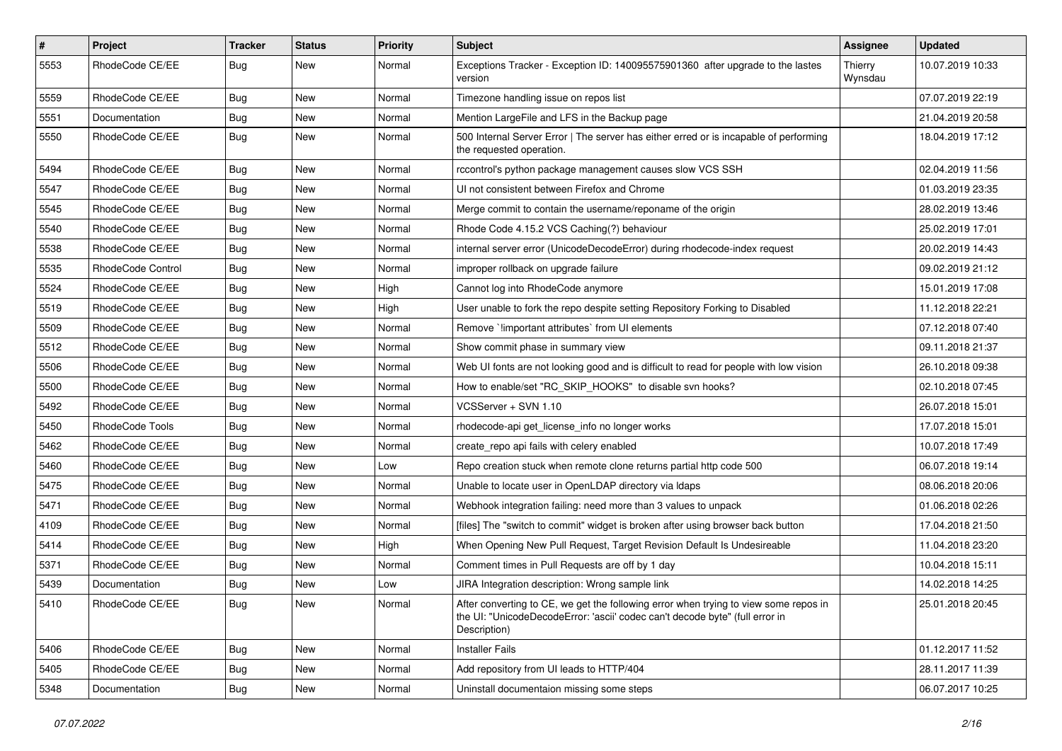| # | Project | Tracker | Status | Priority | Subject | Assignee | Updated |
|---|---|---|---|---|---|---|---|
| 5553 | RhodeCode CE/EE | Bug | New | Normal | Exceptions Tracker - Exception ID: 140095575901360 after upgrade to the lastes version | Thierry Wynsdau | 10.07.2019 10:33 |
| 5559 | RhodeCode CE/EE | Bug | New | Normal | Timezone handling issue on repos list | | 07.07.2019 22:19 |
| 5551 | Documentation | Bug | New | Normal | Mention LargeFile and LFS in the Backup page | | 21.04.2019 20:58 |
| 5550 | RhodeCode CE/EE | Bug | New | Normal | 500 Internal Server Error \| The server has either erred or is incapable of performing the requested operation. | | 18.04.2019 17:12 |
| 5494 | RhodeCode CE/EE | Bug | New | Normal | rccontrol's python package management causes slow VCS SSH | | 02.04.2019 11:56 |
| 5547 | RhodeCode CE/EE | Bug | New | Normal | UI not consistent between Firefox and Chrome | | 01.03.2019 23:35 |
| 5545 | RhodeCode CE/EE | Bug | New | Normal | Merge commit to contain the username/reponame of the origin | | 28.02.2019 13:46 |
| 5540 | RhodeCode CE/EE | Bug | New | Normal | Rhode Code 4.15.2 VCS Caching(?) behaviour | | 25.02.2019 17:01 |
| 5538 | RhodeCode CE/EE | Bug | New | Normal | internal server error (UnicodeDecodeError) during rhodecode-index request | | 20.02.2019 14:43 |
| 5535 | RhodeCode Control | Bug | New | Normal | improper rollback on upgrade failure | | 09.02.2019 21:12 |
| 5524 | RhodeCode CE/EE | Bug | New | High | Cannot log into RhodeCode anymore | | 15.01.2019 17:08 |
| 5519 | RhodeCode CE/EE | Bug | New | High | User unable to fork the repo despite setting Repository Forking to Disabled | | 11.12.2018 22:21 |
| 5509 | RhodeCode CE/EE | Bug | New | Normal | Remove `!important attributes` from UI elements | | 07.12.2018 07:40 |
| 5512 | RhodeCode CE/EE | Bug | New | Normal | Show commit phase in summary view | | 09.11.2018 21:37 |
| 5506 | RhodeCode CE/EE | Bug | New | Normal | Web UI fonts are not looking good and is difficult to read for people with low vision | | 26.10.2018 09:38 |
| 5500 | RhodeCode CE/EE | Bug | New | Normal | How to enable/set "RC_SKIP_HOOKS" to disable svn hooks? | | 02.10.2018 07:45 |
| 5492 | RhodeCode CE/EE | Bug | New | Normal | VCSServer + SVN 1.10 | | 26.07.2018 15:01 |
| 5450 | RhodeCode Tools | Bug | New | Normal | rhodecode-api get_license_info no longer works | | 17.07.2018 15:01 |
| 5462 | RhodeCode CE/EE | Bug | New | Normal | create_repo api fails with celery enabled | | 10.07.2018 17:49 |
| 5460 | RhodeCode CE/EE | Bug | New | Low | Repo creation stuck when remote clone returns partial http code 500 | | 06.07.2018 19:14 |
| 5475 | RhodeCode CE/EE | Bug | New | Normal | Unable to locate user in OpenLDAP directory via ldaps | | 08.06.2018 20:06 |
| 5471 | RhodeCode CE/EE | Bug | New | Normal | Webhook integration failing: need more than 3 values to unpack | | 01.06.2018 02:26 |
| 4109 | RhodeCode CE/EE | Bug | New | Normal | [files] The "switch to commit" widget is broken after using browser back button | | 17.04.2018 21:50 |
| 5414 | RhodeCode CE/EE | Bug | New | High | When Opening New Pull Request, Target Revision Default Is Undesireable | | 11.04.2018 23:20 |
| 5371 | RhodeCode CE/EE | Bug | New | Normal | Comment times in Pull Requests are off by 1 day | | 10.04.2018 15:11 |
| 5439 | Documentation | Bug | New | Low | JIRA Integration description: Wrong sample link | | 14.02.2018 14:25 |
| 5410 | RhodeCode CE/EE | Bug | New | Normal | After converting to CE, we get the following error when trying to view some repos in the UI: "UnicodeDecodeError: 'ascii' codec can't decode byte" (full error in Description) | | 25.01.2018 20:45 |
| 5406 | RhodeCode CE/EE | Bug | New | Normal | Installer Fails | | 01.12.2017 11:52 |
| 5405 | RhodeCode CE/EE | Bug | New | Normal | Add repository from UI leads to HTTP/404 | | 28.11.2017 11:39 |
| 5348 | Documentation | Bug | New | Normal | Uninstall documentaion missing some steps | | 06.07.2017 10:25 |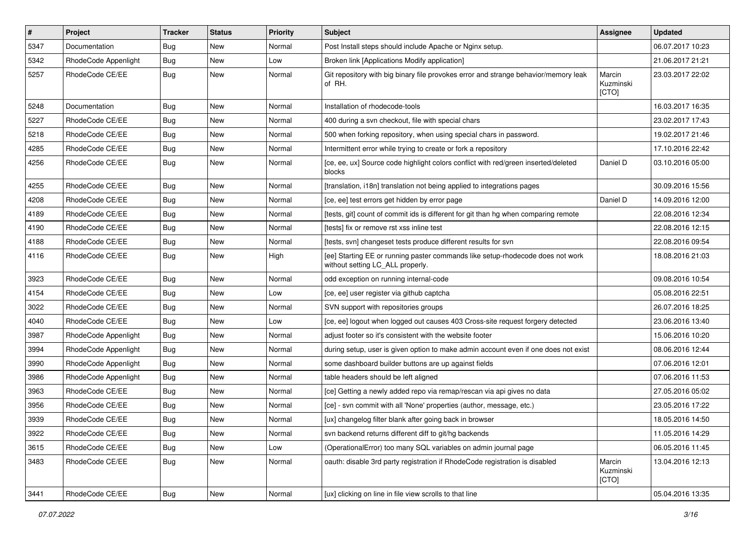| # | Project | Tracker | Status | Priority | Subject | Assignee | Updated |
|---|---|---|---|---|---|---|---|
| 5347 | Documentation | Bug | New | Normal | Post Install steps should include Apache or Nginx setup. | | 06.07.2017 10:23 |
| 5342 | RhodeCode Appenlight | Bug | New | Low | Broken link [Applications Modify application] | | 21.06.2017 21:21 |
| 5257 | RhodeCode CE/EE | Bug | New | Normal | Git repository with big binary file provokes error and strange behavior/memory leak of RH. | Marcin Kuzminski [CTO] | 23.03.2017 22:02 |
| 5248 | Documentation | Bug | New | Normal | Installation of rhodecode-tools | | 16.03.2017 16:35 |
| 5227 | RhodeCode CE/EE | Bug | New | Normal | 400 during a svn checkout, file with special chars | | 23.02.2017 17:43 |
| 5218 | RhodeCode CE/EE | Bug | New | Normal | 500 when forking repository, when using special chars in password. | | 19.02.2017 21:46 |
| 4285 | RhodeCode CE/EE | Bug | New | Normal | Intermittent error while trying to create or fork a repository | | 17.10.2016 22:42 |
| 4256 | RhodeCode CE/EE | Bug | New | Normal | [ce, ee, ux] Source code highlight colors conflict with red/green inserted/deleted blocks | Daniel D | 03.10.2016 05:00 |
| 4255 | RhodeCode CE/EE | Bug | New | Normal | [translation, i18n] translation not being applied to integrations pages | | 30.09.2016 15:56 |
| 4208 | RhodeCode CE/EE | Bug | New | Normal | [ce, ee] test errors get hidden by error page | Daniel D | 14.09.2016 12:00 |
| 4189 | RhodeCode CE/EE | Bug | New | Normal | [tests, git] count of commit ids is different for git than hg when comparing remote | | 22.08.2016 12:34 |
| 4190 | RhodeCode CE/EE | Bug | New | Normal | [tests] fix or remove rst xss inline test | | 22.08.2016 12:15 |
| 4188 | RhodeCode CE/EE | Bug | New | Normal | [tests, svn] changeset tests produce different results for svn | | 22.08.2016 09:54 |
| 4116 | RhodeCode CE/EE | Bug | New | High | [ee] Starting EE or running paster commands like setup-rhodecode does not work without setting LC_ALL properly. | | 18.08.2016 21:03 |
| 3923 | RhodeCode CE/EE | Bug | New | Normal | odd exception on running internal-code | | 09.08.2016 10:54 |
| 4154 | RhodeCode CE/EE | Bug | New | Low | [ce, ee] user register via github captcha | | 05.08.2016 22:51 |
| 3022 | RhodeCode CE/EE | Bug | New | Normal | SVN support with repositories groups | | 26.07.2016 18:25 |
| 4040 | RhodeCode CE/EE | Bug | New | Low | [ce, ee] logout when logged out causes 403 Cross-site request forgery detected | | 23.06.2016 13:40 |
| 3987 | RhodeCode Appenlight | Bug | New | Normal | adjust footer so it's consistent with the website footer | | 15.06.2016 10:20 |
| 3994 | RhodeCode Appenlight | Bug | New | Normal | during setup, user is given option to make admin account even if one does not exist | | 08.06.2016 12:44 |
| 3990 | RhodeCode Appenlight | Bug | New | Normal | some dashboard builder buttons are up against fields | | 07.06.2016 12:01 |
| 3986 | RhodeCode Appenlight | Bug | New | Normal | table headers should be left aligned | | 07.06.2016 11:53 |
| 3963 | RhodeCode CE/EE | Bug | New | Normal | [ce] Getting a newly added repo via remap/rescan via api gives no data | | 27.05.2016 05:02 |
| 3956 | RhodeCode CE/EE | Bug | New | Normal | [ce] - svn commit with all 'None' properties (author, message, etc.) | | 23.05.2016 17:22 |
| 3939 | RhodeCode CE/EE | Bug | New | Normal | [ux] changelog filter blank after going back in browser | | 18.05.2016 14:50 |
| 3922 | RhodeCode CE/EE | Bug | New | Normal | svn backend returns different diff to git/hg backends | | 11.05.2016 14:29 |
| 3615 | RhodeCode CE/EE | Bug | New | Low | (OperationalError) too many SQL variables on admin journal page | | 06.05.2016 11:45 |
| 3483 | RhodeCode CE/EE | Bug | New | Normal | oauth: disable 3rd party registration if RhodeCode registration is disabled | Marcin Kuzminski [CTO] | 13.04.2016 12:13 |
| 3441 | RhodeCode CE/EE | Bug | New | Normal | [ux] clicking on line in file view scrolls to that line | | 05.04.2016 13:35 |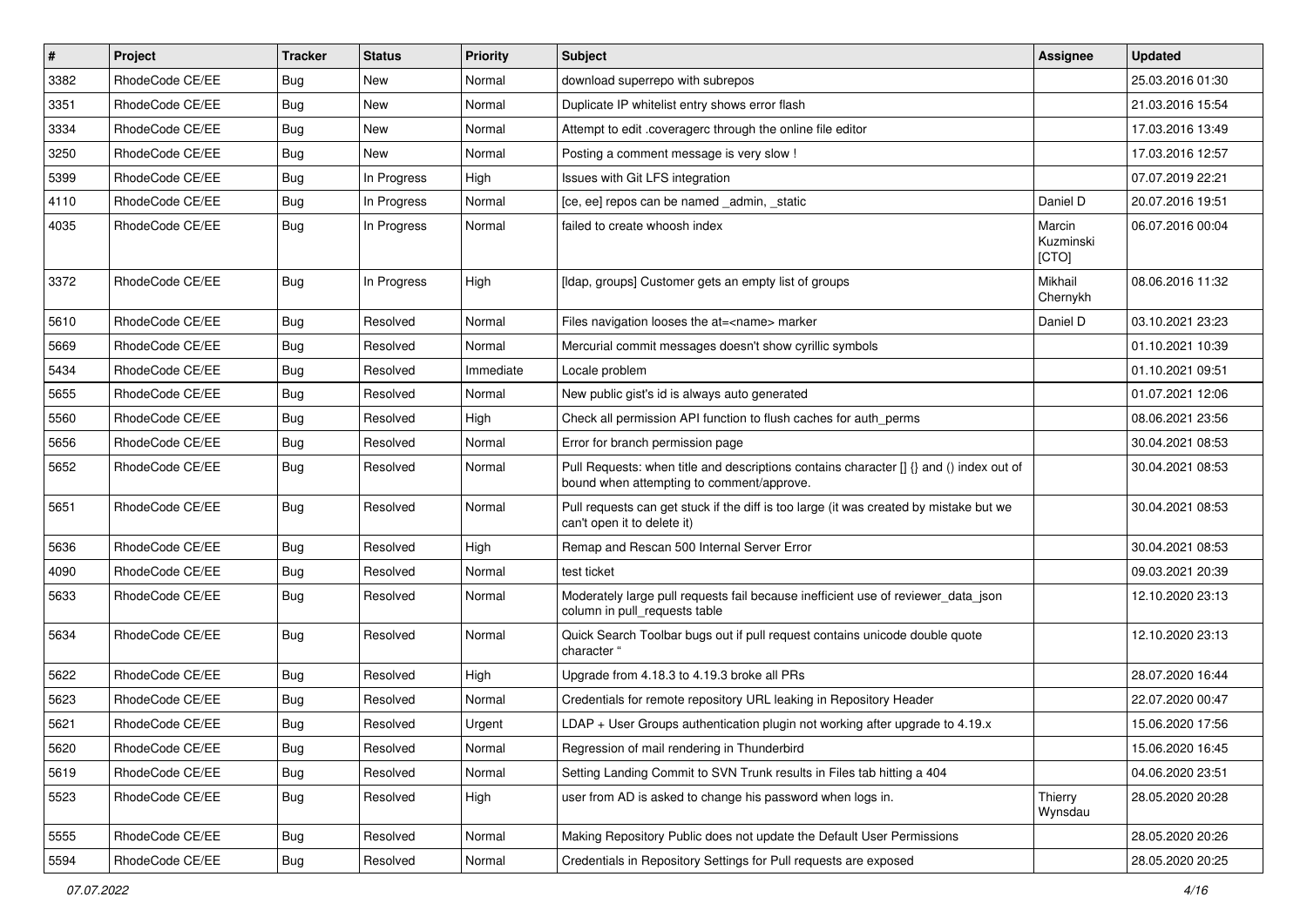| # | Project | Tracker | Status | Priority | Subject | Assignee | Updated |
|---|---|---|---|---|---|---|---|
| 3382 | RhodeCode CE/EE | Bug | New | Normal | download superrepo with subrepos | | 25.03.2016 01:30 |
| 3351 | RhodeCode CE/EE | Bug | New | Normal | Duplicate IP whitelist entry shows error flash | | 21.03.2016 15:54 |
| 3334 | RhodeCode CE/EE | Bug | New | Normal | Attempt to edit .coveragerc through the online file editor | | 17.03.2016 13:49 |
| 3250 | RhodeCode CE/EE | Bug | New | Normal | Posting a comment message is very slow ! | | 17.03.2016 12:57 |
| 5399 | RhodeCode CE/EE | Bug | In Progress | High | Issues with Git LFS integration | | 07.07.2019 22:21 |
| 4110 | RhodeCode CE/EE | Bug | In Progress | Normal | [ce, ee] repos can be named _admin, _static | Daniel D | 20.07.2016 19:51 |
| 4035 | RhodeCode CE/EE | Bug | In Progress | Normal | failed to create whoosh index | Marcin Kuzminski [CTO] | 06.07.2016 00:04 |
| 3372 | RhodeCode CE/EE | Bug | In Progress | High | [ldap, groups] Customer gets an empty list of groups | Mikhail Chernykh | 08.06.2016 11:32 |
| 5610 | RhodeCode CE/EE | Bug | Resolved | Normal | Files navigation looses the at=<name> marker | Daniel D | 03.10.2021 23:23 |
| 5669 | RhodeCode CE/EE | Bug | Resolved | Normal | Mercurial commit messages doesn't show cyrillic symbols | | 01.10.2021 10:39 |
| 5434 | RhodeCode CE/EE | Bug | Resolved | Immediate | Locale problem | | 01.10.2021 09:51 |
| 5655 | RhodeCode CE/EE | Bug | Resolved | Normal | New public gist's id is always auto generated | | 01.07.2021 12:06 |
| 5560 | RhodeCode CE/EE | Bug | Resolved | High | Check all permission API function to flush caches for auth_perms | | 08.06.2021 23:56 |
| 5656 | RhodeCode CE/EE | Bug | Resolved | Normal | Error for branch permission page | | 30.04.2021 08:53 |
| 5652 | RhodeCode CE/EE | Bug | Resolved | Normal | Pull Requests: when title and descriptions contains character [] {} and () index out of bound when attempting to comment/approve. | | 30.04.2021 08:53 |
| 5651 | RhodeCode CE/EE | Bug | Resolved | Normal | Pull requests can get stuck if the diff is too large (it was created by mistake but we can't open it to delete it) | | 30.04.2021 08:53 |
| 5636 | RhodeCode CE/EE | Bug | Resolved | High | Remap and Rescan 500 Internal Server Error | | 30.04.2021 08:53 |
| 4090 | RhodeCode CE/EE | Bug | Resolved | Normal | test ticket | | 09.03.2021 20:39 |
| 5633 | RhodeCode CE/EE | Bug | Resolved | Normal | Moderately large pull requests fail because inefficient use of reviewer_data_json column in pull_requests table | | 12.10.2020 23:13 |
| 5634 | RhodeCode CE/EE | Bug | Resolved | Normal | Quick Search Toolbar bugs out if pull request contains unicode double quote character " | | 12.10.2020 23:13 |
| 5622 | RhodeCode CE/EE | Bug | Resolved | High | Upgrade from 4.18.3 to 4.19.3 broke all PRs | | 28.07.2020 16:44 |
| 5623 | RhodeCode CE/EE | Bug | Resolved | Normal | Credentials for remote repository URL leaking in Repository Header | | 22.07.2020 00:47 |
| 5621 | RhodeCode CE/EE | Bug | Resolved | Urgent | LDAP + User Groups authentication plugin not working after upgrade to 4.19.x | | 15.06.2020 17:56 |
| 5620 | RhodeCode CE/EE | Bug | Resolved | Normal | Regression of mail rendering in Thunderbird | | 15.06.2020 16:45 |
| 5619 | RhodeCode CE/EE | Bug | Resolved | Normal | Setting Landing Commit to SVN Trunk results in Files tab hitting a 404 | | 04.06.2020 23:51 |
| 5523 | RhodeCode CE/EE | Bug | Resolved | High | user from AD is asked to change his password when logs in. | Thierry Wynsdau | 28.05.2020 20:28 |
| 5555 | RhodeCode CE/EE | Bug | Resolved | Normal | Making Repository Public does not update the Default User Permissions | | 28.05.2020 20:26 |
| 5594 | RhodeCode CE/EE | Bug | Resolved | Normal | Credentials in Repository Settings for Pull requests are exposed | | 28.05.2020 20:25 |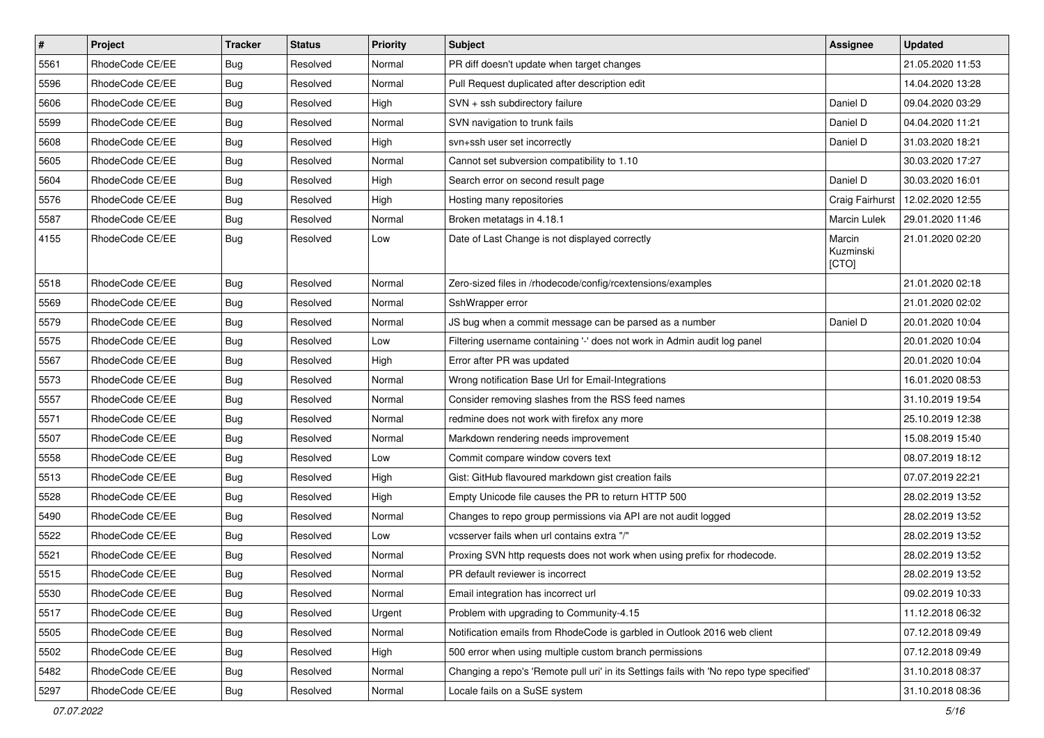| # | Project | Tracker | Status | Priority | Subject | Assignee | Updated |
|---|---|---|---|---|---|---|---|
| 5561 | RhodeCode CE/EE | Bug | Resolved | Normal | PR diff doesn't update when target changes | | 21.05.2020 11:53 |
| 5596 | RhodeCode CE/EE | Bug | Resolved | Normal | Pull Request duplicated after description edit | | 14.04.2020 13:28 |
| 5606 | RhodeCode CE/EE | Bug | Resolved | High | SVN + ssh subdirectory failure | Daniel D | 09.04.2020 03:29 |
| 5599 | RhodeCode CE/EE | Bug | Resolved | Normal | SVN navigation to trunk fails | Daniel D | 04.04.2020 11:21 |
| 5608 | RhodeCode CE/EE | Bug | Resolved | High | svn+ssh user set incorrectly | Daniel D | 31.03.2020 18:21 |
| 5605 | RhodeCode CE/EE | Bug | Resolved | Normal | Cannot set subversion compatibility to 1.10 | | 30.03.2020 17:27 |
| 5604 | RhodeCode CE/EE | Bug | Resolved | High | Search error on second result page | Daniel D | 30.03.2020 16:01 |
| 5576 | RhodeCode CE/EE | Bug | Resolved | High | Hosting many repositories | Craig Fairhurst | 12.02.2020 12:55 |
| 5587 | RhodeCode CE/EE | Bug | Resolved | Normal | Broken metatags in 4.18.1 | Marcin Lulek | 29.01.2020 11:46 |
| 4155 | RhodeCode CE/EE | Bug | Resolved | Low | Date of Last Change is not displayed correctly | Marcin Kuzminski [CTO] | 21.01.2020 02:20 |
| 5518 | RhodeCode CE/EE | Bug | Resolved | Normal | Zero-sized files in /rhodecode/config/rcextensions/examples | | 21.01.2020 02:18 |
| 5569 | RhodeCode CE/EE | Bug | Resolved | Normal | SshWrapper error | | 21.01.2020 02:02 |
| 5579 | RhodeCode CE/EE | Bug | Resolved | Normal | JS bug when a commit message can be parsed as a number | Daniel D | 20.01.2020 10:04 |
| 5575 | RhodeCode CE/EE | Bug | Resolved | Low | Filtering username containing '-' does not work in Admin audit log panel | | 20.01.2020 10:04 |
| 5567 | RhodeCode CE/EE | Bug | Resolved | High | Error after PR was updated | | 20.01.2020 10:04 |
| 5573 | RhodeCode CE/EE | Bug | Resolved | Normal | Wrong notification Base Url for Email-Integrations | | 16.01.2020 08:53 |
| 5557 | RhodeCode CE/EE | Bug | Resolved | Normal | Consider removing slashes from the RSS feed names | | 31.10.2019 19:54 |
| 5571 | RhodeCode CE/EE | Bug | Resolved | Normal | redmine does not work with firefox any more | | 25.10.2019 12:38 |
| 5507 | RhodeCode CE/EE | Bug | Resolved | Normal | Markdown rendering needs improvement | | 15.08.2019 15:40 |
| 5558 | RhodeCode CE/EE | Bug | Resolved | Low | Commit compare window covers text | | 08.07.2019 18:12 |
| 5513 | RhodeCode CE/EE | Bug | Resolved | High | Gist: GitHub flavoured markdown gist creation fails | | 07.07.2019 22:21 |
| 5528 | RhodeCode CE/EE | Bug | Resolved | High | Empty Unicode file causes the PR to return HTTP 500 | | 28.02.2019 13:52 |
| 5490 | RhodeCode CE/EE | Bug | Resolved | Normal | Changes to repo group permissions via API are not audit logged | | 28.02.2019 13:52 |
| 5522 | RhodeCode CE/EE | Bug | Resolved | Low | vcsserver fails when url contains extra "/" | | 28.02.2019 13:52 |
| 5521 | RhodeCode CE/EE | Bug | Resolved | Normal | Proxing SVN http requests does not work when using prefix for rhodecode. | | 28.02.2019 13:52 |
| 5515 | RhodeCode CE/EE | Bug | Resolved | Normal | PR default reviewer is incorrect | | 28.02.2019 13:52 |
| 5530 | RhodeCode CE/EE | Bug | Resolved | Normal | Email integration has incorrect url | | 09.02.2019 10:33 |
| 5517 | RhodeCode CE/EE | Bug | Resolved | Urgent | Problem with upgrading to Community-4.15 | | 11.12.2018 06:32 |
| 5505 | RhodeCode CE/EE | Bug | Resolved | Normal | Notification emails from RhodeCode is garbled in Outlook 2016 web client | | 07.12.2018 09:49 |
| 5502 | RhodeCode CE/EE | Bug | Resolved | High | 500 error when using multiple custom branch permissions | | 07.12.2018 09:49 |
| 5482 | RhodeCode CE/EE | Bug | Resolved | Normal | Changing a repo's 'Remote pull uri' in its Settings fails with 'No repo type specified' | | 31.10.2018 08:37 |
| 5297 | RhodeCode CE/EE | Bug | Resolved | Normal | Locale fails on a SuSE system | | 31.10.2018 08:36 |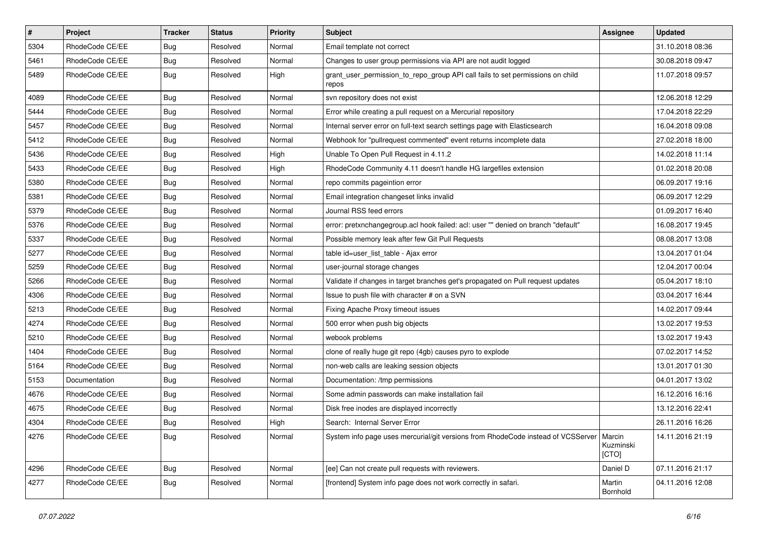| # | Project | Tracker | Status | Priority | Subject | Assignee | Updated |
| --- | --- | --- | --- | --- | --- | --- | --- |
| 5304 | RhodeCode CE/EE | Bug | Resolved | Normal | Email template not correct | | 31.10.2018 08:36 |
| 5461 | RhodeCode CE/EE | Bug | Resolved | Normal | Changes to user group permissions via API are not audit logged | | 30.08.2018 09:47 |
| 5489 | RhodeCode CE/EE | Bug | Resolved | High | grant_user_permission_to_repo_group API call fails to set permissions on child repos | | 11.07.2018 09:57 |
| 4089 | RhodeCode CE/EE | Bug | Resolved | Normal | svn repository does not exist | | 12.06.2018 12:29 |
| 5444 | RhodeCode CE/EE | Bug | Resolved | Normal | Error while creating a pull request on a Mercurial repository | | 17.04.2018 22:29 |
| 5457 | RhodeCode CE/EE | Bug | Resolved | Normal | Internal server error on full-text search settings page with Elasticsearch | | 16.04.2018 09:08 |
| 5412 | RhodeCode CE/EE | Bug | Resolved | Normal | Webhook for "pullrequest commented" event returns incomplete data | | 27.02.2018 18:00 |
| 5436 | RhodeCode CE/EE | Bug | Resolved | High | Unable To Open Pull Request in 4.11.2 | | 14.02.2018 11:14 |
| 5433 | RhodeCode CE/EE | Bug | Resolved | High | RhodeCode Community 4.11 doesn't handle HG largefiles extension | | 01.02.2018 20:08 |
| 5380 | RhodeCode CE/EE | Bug | Resolved | Normal | repo commits pageintion error | | 06.09.2017 19:16 |
| 5381 | RhodeCode CE/EE | Bug | Resolved | Normal | Email integration changeset links invalid | | 06.09.2017 12:29 |
| 5379 | RhodeCode CE/EE | Bug | Resolved | Normal | Journal RSS feed errors | | 01.09.2017 16:40 |
| 5376 | RhodeCode CE/EE | Bug | Resolved | Normal | error: pretxnchangegroup.acl hook failed: acl: user "" denied on branch "default" | | 16.08.2017 19:45 |
| 5337 | RhodeCode CE/EE | Bug | Resolved | Normal | Possible memory leak after few Git Pull Requests | | 08.08.2017 13:08 |
| 5277 | RhodeCode CE/EE | Bug | Resolved | Normal | table id=user_list_table - Ajax error | | 13.04.2017 01:04 |
| 5259 | RhodeCode CE/EE | Bug | Resolved | Normal | user-journal storage changes | | 12.04.2017 00:04 |
| 5266 | RhodeCode CE/EE | Bug | Resolved | Normal | Validate if changes in target branches get's propagated on Pull request updates | | 05.04.2017 18:10 |
| 4306 | RhodeCode CE/EE | Bug | Resolved | Normal | Issue to push file with character # on a SVN | | 03.04.2017 16:44 |
| 5213 | RhodeCode CE/EE | Bug | Resolved | Normal | Fixing Apache Proxy timeout issues | | 14.02.2017 09:44 |
| 4274 | RhodeCode CE/EE | Bug | Resolved | Normal | 500 error when push big objects | | 13.02.2017 19:53 |
| 5210 | RhodeCode CE/EE | Bug | Resolved | Normal | webook problems | | 13.02.2017 19:43 |
| 1404 | RhodeCode CE/EE | Bug | Resolved | Normal | clone of really huge git repo (4gb) causes pyro to explode | | 07.02.2017 14:52 |
| 5164 | RhodeCode CE/EE | Bug | Resolved | Normal | non-web calls are leaking session objects | | 13.01.2017 01:30 |
| 5153 | Documentation | Bug | Resolved | Normal | Documentation: /tmp permissions | | 04.01.2017 13:02 |
| 4676 | RhodeCode CE/EE | Bug | Resolved | Normal | Some admin passwords can make installation fail | | 16.12.2016 16:16 |
| 4675 | RhodeCode CE/EE | Bug | Resolved | Normal | Disk free inodes are displayed incorrectly | | 13.12.2016 22:41 |
| 4304 | RhodeCode CE/EE | Bug | Resolved | High | Search: Internal Server Error | | 26.11.2016 16:26 |
| 4276 | RhodeCode CE/EE | Bug | Resolved | Normal | System info page uses mercurial/git versions from RhodeCode instead of VCSServer | Marcin Kuzminski [CTO] | 14.11.2016 21:19 |
| 4296 | RhodeCode CE/EE | Bug | Resolved | Normal | [ee] Can not create pull requests with reviewers. | Daniel D | 07.11.2016 21:17 |
| 4277 | RhodeCode CE/EE | Bug | Resolved | Normal | [frontend] System info page does not work correctly in safari. | Martin Bornhold | 04.11.2016 12:08 |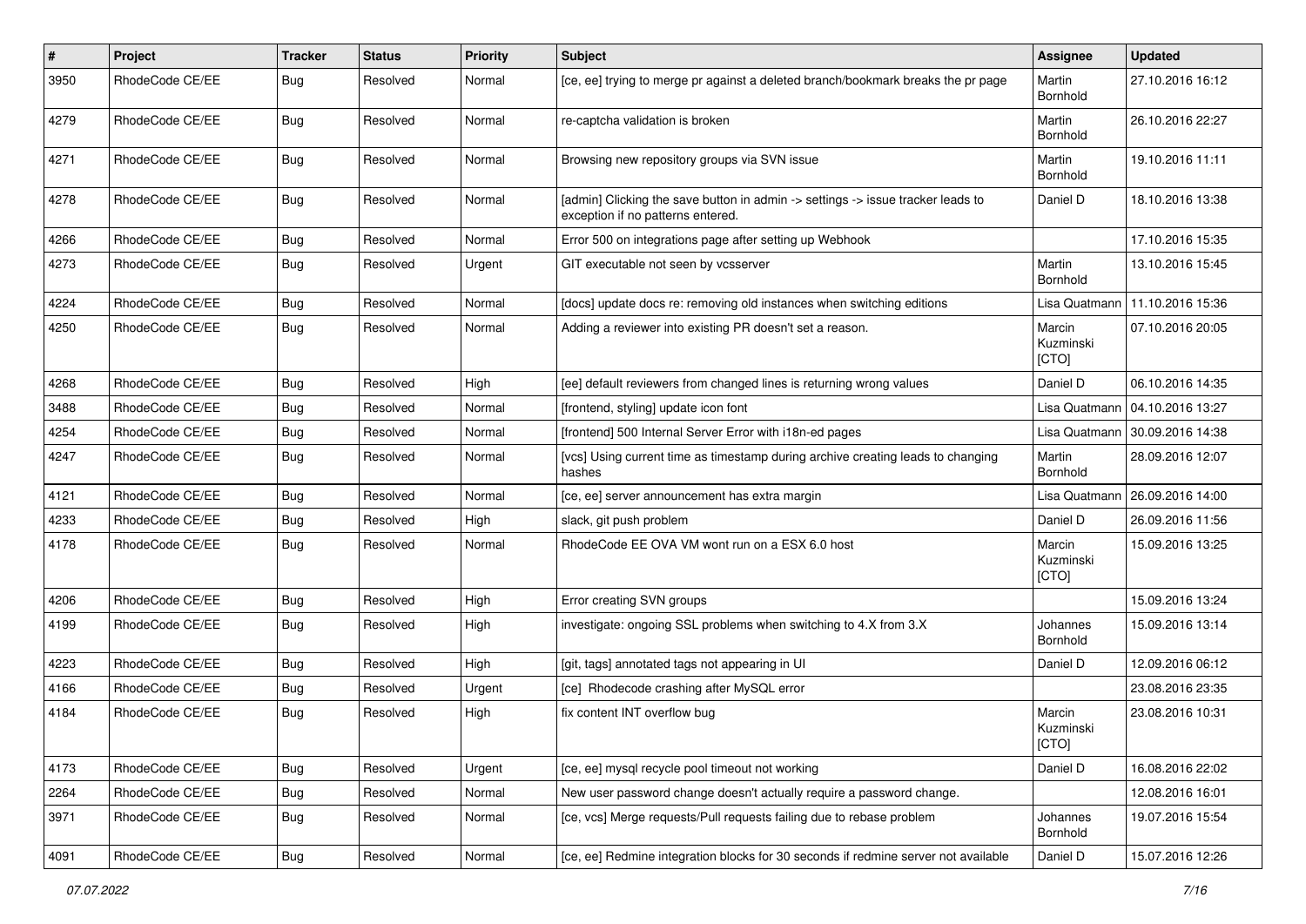| # | Project | Tracker | Status | Priority | Subject | Assignee | Updated |
|---|---|---|---|---|---|---|---|
| 3950 | RhodeCode CE/EE | Bug | Resolved | Normal | [ce, ee] trying to merge pr against a deleted branch/bookmark breaks the pr page | Martin Bornhold | 27.10.2016 16:12 |
| 4279 | RhodeCode CE/EE | Bug | Resolved | Normal | re-captcha validation is broken | Martin Bornhold | 26.10.2016 22:27 |
| 4271 | RhodeCode CE/EE | Bug | Resolved | Normal | Browsing new repository groups via SVN issue | Martin Bornhold | 19.10.2016 11:11 |
| 4278 | RhodeCode CE/EE | Bug | Resolved | Normal | [admin] Clicking the save button in admin -> settings -> issue tracker leads to exception if no patterns entered. | Daniel D | 18.10.2016 13:38 |
| 4266 | RhodeCode CE/EE | Bug | Resolved | Normal | Error 500 on integrations page after setting up Webhook | | 17.10.2016 15:35 |
| 4273 | RhodeCode CE/EE | Bug | Resolved | Urgent | GIT executable not seen by vcsserver | Martin Bornhold | 13.10.2016 15:45 |
| 4224 | RhodeCode CE/EE | Bug | Resolved | Normal | [docs] update docs re: removing old instances when switching editions | Lisa Quatmann | 11.10.2016 15:36 |
| 4250 | RhodeCode CE/EE | Bug | Resolved | Normal | Adding a reviewer into existing PR doesn't set a reason. | Marcin Kuzminski [CTO] | 07.10.2016 20:05 |
| 4268 | RhodeCode CE/EE | Bug | Resolved | High | [ee] default reviewers from changed lines is returning wrong values | Daniel D | 06.10.2016 14:35 |
| 3488 | RhodeCode CE/EE | Bug | Resolved | Normal | [frontend, styling] update icon font | Lisa Quatmann | 04.10.2016 13:27 |
| 4254 | RhodeCode CE/EE | Bug | Resolved | Normal | [frontend] 500 Internal Server Error with i18n-ed pages | Lisa Quatmann | 30.09.2016 14:38 |
| 4247 | RhodeCode CE/EE | Bug | Resolved | Normal | [vcs] Using current time as timestamp during archive creating leads to changing hashes | Martin Bornhold | 28.09.2016 12:07 |
| 4121 | RhodeCode CE/EE | Bug | Resolved | Normal | [ce, ee] server announcement has extra margin | Lisa Quatmann | 26.09.2016 14:00 |
| 4233 | RhodeCode CE/EE | Bug | Resolved | High | slack, git push problem | Daniel D | 26.09.2016 11:56 |
| 4178 | RhodeCode CE/EE | Bug | Resolved | Normal | RhodeCode EE OVA VM wont run on a ESX 6.0 host | Marcin Kuzminski [CTO] | 15.09.2016 13:25 |
| 4206 | RhodeCode CE/EE | Bug | Resolved | High | Error creating SVN groups | | 15.09.2016 13:24 |
| 4199 | RhodeCode CE/EE | Bug | Resolved | High | investigate: ongoing SSL problems when switching to 4.X from 3.X | Johannes Bornhold | 15.09.2016 13:14 |
| 4223 | RhodeCode CE/EE | Bug | Resolved | High | [git, tags] annotated tags not appearing in UI | Daniel D | 12.09.2016 06:12 |
| 4166 | RhodeCode CE/EE | Bug | Resolved | Urgent | [ce] Rhodecode crashing after MySQL error | | 23.08.2016 23:35 |
| 4184 | RhodeCode CE/EE | Bug | Resolved | High | fix content INT overflow bug | Marcin Kuzminski [CTO] | 23.08.2016 10:31 |
| 4173 | RhodeCode CE/EE | Bug | Resolved | Urgent | [ce, ee] mysql recycle pool timeout not working | Daniel D | 16.08.2016 22:02 |
| 2264 | RhodeCode CE/EE | Bug | Resolved | Normal | New user password change doesn't actually require a password change. | | 12.08.2016 16:01 |
| 3971 | RhodeCode CE/EE | Bug | Resolved | Normal | [ce, vcs] Merge requests/Pull requests failing due to rebase problem | Johannes Bornhold | 19.07.2016 15:54 |
| 4091 | RhodeCode CE/EE | Bug | Resolved | Normal | [ce, ee] Redmine integration blocks for 30 seconds if redmine server not available | Daniel D | 15.07.2016 12:26 |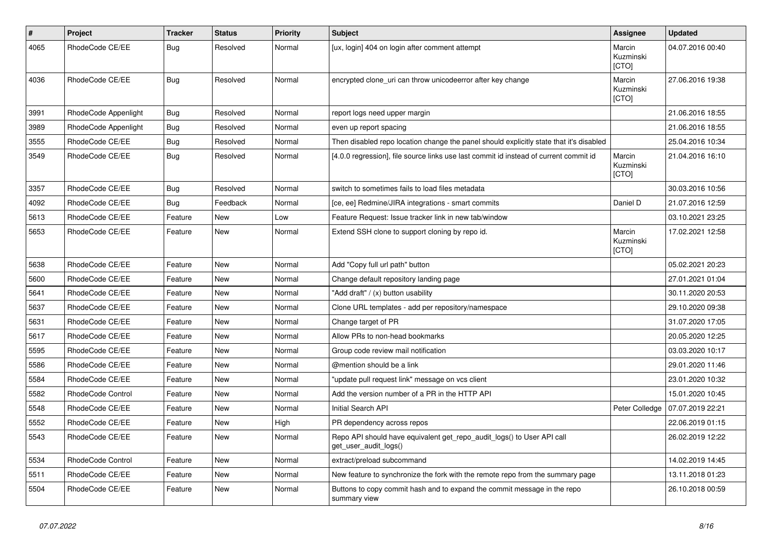| # | Project | Tracker | Status | Priority | Subject | Assignee | Updated |
|---|---|---|---|---|---|---|---|
| 4065 | RhodeCode CE/EE | Bug | Resolved | Normal | [ux, login] 404 on login after comment attempt | Marcin Kuzminski [CTO] | 04.07.2016 00:40 |
| 4036 | RhodeCode CE/EE | Bug | Resolved | Normal | encrypted clone_uri can throw unicodeerror after key change | Marcin Kuzminski [CTO] | 27.06.2016 19:38 |
| 3991 | RhodeCode Appenlight | Bug | Resolved | Normal | report logs need upper margin | | 21.06.2016 18:55 |
| 3989 | RhodeCode Appenlight | Bug | Resolved | Normal | even up report spacing | | 21.06.2016 18:55 |
| 3555 | RhodeCode CE/EE | Bug | Resolved | Normal | Then disabled repo location change the panel should explicitly state that it's disabled | | 25.04.2016 10:34 |
| 3549 | RhodeCode CE/EE | Bug | Resolved | Normal | [4.0.0 regression], file source links use last commit id instead of current commit id | Marcin Kuzminski [CTO] | 21.04.2016 16:10 |
| 3357 | RhodeCode CE/EE | Bug | Resolved | Normal | switch to sometimes fails to load files metadata | | 30.03.2016 10:56 |
| 4092 | RhodeCode CE/EE | Bug | Feedback | Normal | [ce, ee] Redmine/JIRA integrations - smart commits | Daniel D | 21.07.2016 12:59 |
| 5613 | RhodeCode CE/EE | Feature | New | Low | Feature Request: Issue tracker link in new tab/window | | 03.10.2021 23:25 |
| 5653 | RhodeCode CE/EE | Feature | New | Normal | Extend SSH clone to support cloning by repo id. | Marcin Kuzminski [CTO] | 17.02.2021 12:58 |
| 5638 | RhodeCode CE/EE | Feature | New | Normal | Add "Copy full url path" button | | 05.02.2021 20:23 |
| 5600 | RhodeCode CE/EE | Feature | New | Normal | Change default repository landing page | | 27.01.2021 01:04 |
| 5641 | RhodeCode CE/EE | Feature | New | Normal | "Add draft" / (x) button usability | | 30.11.2020 20:53 |
| 5637 | RhodeCode CE/EE | Feature | New | Normal | Clone URL templates - add per repository/namespace | | 29.10.2020 09:38 |
| 5631 | RhodeCode CE/EE | Feature | New | Normal | Change target of PR | | 31.07.2020 17:05 |
| 5617 | RhodeCode CE/EE | Feature | New | Normal | Allow PRs to non-head bookmarks | | 20.05.2020 12:25 |
| 5595 | RhodeCode CE/EE | Feature | New | Normal | Group code review mail notification | | 03.03.2020 10:17 |
| 5586 | RhodeCode CE/EE | Feature | New | Normal | @mention should be a link | | 29.01.2020 11:46 |
| 5584 | RhodeCode CE/EE | Feature | New | Normal | "update pull request link" message on vcs client | | 23.01.2020 10:32 |
| 5582 | RhodeCode Control | Feature | New | Normal | Add the version number of a PR in the HTTP API | | 15.01.2020 10:45 |
| 5548 | RhodeCode CE/EE | Feature | New | Normal | Initial Search API | Peter Colledge | 07.07.2019 22:21 |
| 5552 | RhodeCode CE/EE | Feature | New | High | PR dependency across repos | | 22.06.2019 01:15 |
| 5543 | RhodeCode CE/EE | Feature | New | Normal | Repo API should have equivalent get_repo_audit_logs() to User API call get_user_audit_logs() | | 26.02.2019 12:22 |
| 5534 | RhodeCode Control | Feature | New | Normal | extract/preload subcommand | | 14.02.2019 14:45 |
| 5511 | RhodeCode CE/EE | Feature | New | Normal | New feature to synchronize the fork with the remote repo from the summary page | | 13.11.2018 01:23 |
| 5504 | RhodeCode CE/EE | Feature | New | Normal | Buttons to copy commit hash and to expand the commit message in the repo summary view | | 26.10.2018 00:59 |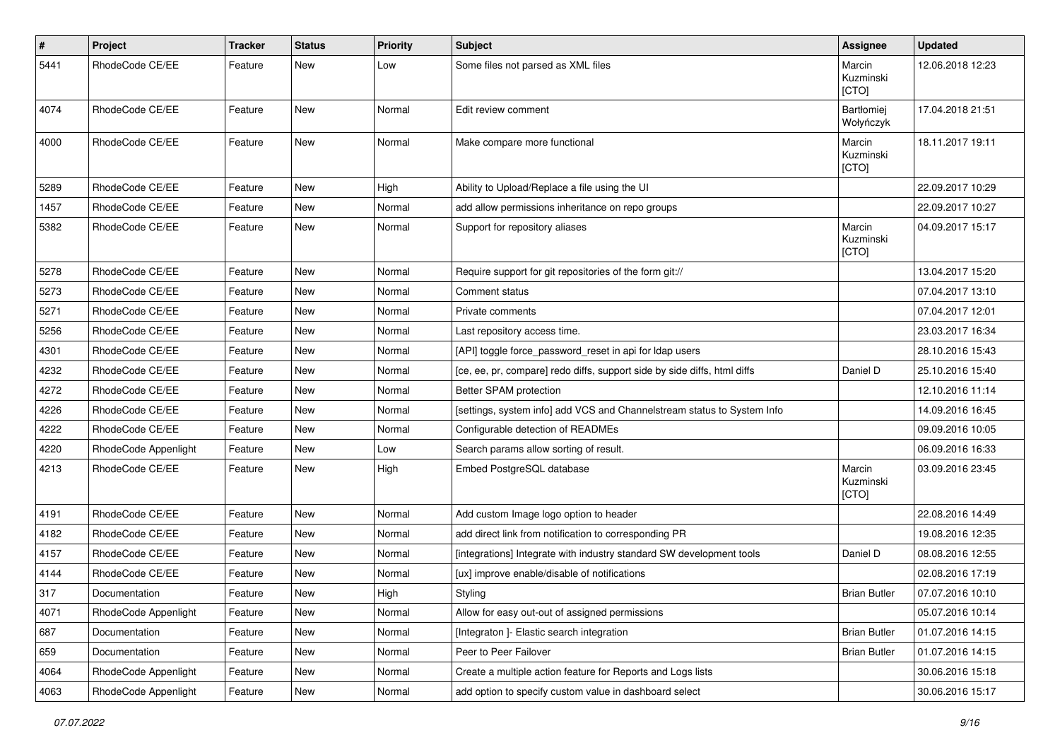| # | Project | Tracker | Status | Priority | Subject | Assignee | Updated |
|---|---|---|---|---|---|---|---|
| 5441 | RhodeCode CE/EE | Feature | New | Low | Some files not parsed as XML files | Marcin Kuzminski [CTO] | 12.06.2018 12:23 |
| 4074 | RhodeCode CE/EE | Feature | New | Normal | Edit review comment | Bartłomiej Wołyńczyk | 17.04.2018 21:51 |
| 4000 | RhodeCode CE/EE | Feature | New | Normal | Make compare more functional | Marcin Kuzminski [CTO] | 18.11.2017 19:11 |
| 5289 | RhodeCode CE/EE | Feature | New | High | Ability to Upload/Replace a file using the UI | | 22.09.2017 10:29 |
| 1457 | RhodeCode CE/EE | Feature | New | Normal | add allow permissions inheritance on repo groups | | 22.09.2017 10:27 |
| 5382 | RhodeCode CE/EE | Feature | New | Normal | Support for repository aliases | Marcin Kuzminski [CTO] | 04.09.2017 15:17 |
| 5278 | RhodeCode CE/EE | Feature | New | Normal | Require support for git repositories of the form git:// | | 13.04.2017 15:20 |
| 5273 | RhodeCode CE/EE | Feature | New | Normal | Comment status | | 07.04.2017 13:10 |
| 5271 | RhodeCode CE/EE | Feature | New | Normal | Private comments | | 07.04.2017 12:01 |
| 5256 | RhodeCode CE/EE | Feature | New | Normal | Last repository access time. | | 23.03.2017 16:34 |
| 4301 | RhodeCode CE/EE | Feature | New | Normal | [API] toggle force_password_reset in api for ldap users | | 28.10.2016 15:43 |
| 4232 | RhodeCode CE/EE | Feature | New | Normal | [ce, ee, pr, compare] redo diffs, support side by side diffs, html diffs | Daniel D | 25.10.2016 15:40 |
| 4272 | RhodeCode CE/EE | Feature | New | Normal | Better SPAM protection | | 12.10.2016 11:14 |
| 4226 | RhodeCode CE/EE | Feature | New | Normal | [settings, system info] add VCS and Channelstream status to System Info | | 14.09.2016 16:45 |
| 4222 | RhodeCode CE/EE | Feature | New | Normal | Configurable detection of READMEs | | 09.09.2016 10:05 |
| 4220 | RhodeCode Appenlight | Feature | New | Low | Search params allow sorting of result. | | 06.09.2016 16:33 |
| 4213 | RhodeCode CE/EE | Feature | New | High | Embed PostgreSQL database | Marcin Kuzminski [CTO] | 03.09.2016 23:45 |
| 4191 | RhodeCode CE/EE | Feature | New | Normal | Add custom Image logo option to header | | 22.08.2016 14:49 |
| 4182 | RhodeCode CE/EE | Feature | New | Normal | add direct link from notification to corresponding PR | | 19.08.2016 12:35 |
| 4157 | RhodeCode CE/EE | Feature | New | Normal | [integrations] Integrate with industry standard SW development tools | Daniel D | 08.08.2016 12:55 |
| 4144 | RhodeCode CE/EE | Feature | New | Normal | [ux] improve enable/disable of notifications | | 02.08.2016 17:19 |
| 317 | Documentation | Feature | New | High | Styling | Brian Butler | 07.07.2016 10:10 |
| 4071 | RhodeCode Appenlight | Feature | New | Normal | Allow for easy out-out of assigned permissions | | 05.07.2016 10:14 |
| 687 | Documentation | Feature | New | Normal | [Integraton ]- Elastic search integration | Brian Butler | 01.07.2016 14:15 |
| 659 | Documentation | Feature | New | Normal | Peer to Peer Failover | Brian Butler | 01.07.2016 14:15 |
| 4064 | RhodeCode Appenlight | Feature | New | Normal | Create a multiple action feature for Reports and Logs lists | | 30.06.2016 15:18 |
| 4063 | RhodeCode Appenlight | Feature | New | Normal | add option to specify custom value in dashboard select | | 30.06.2016 15:17 |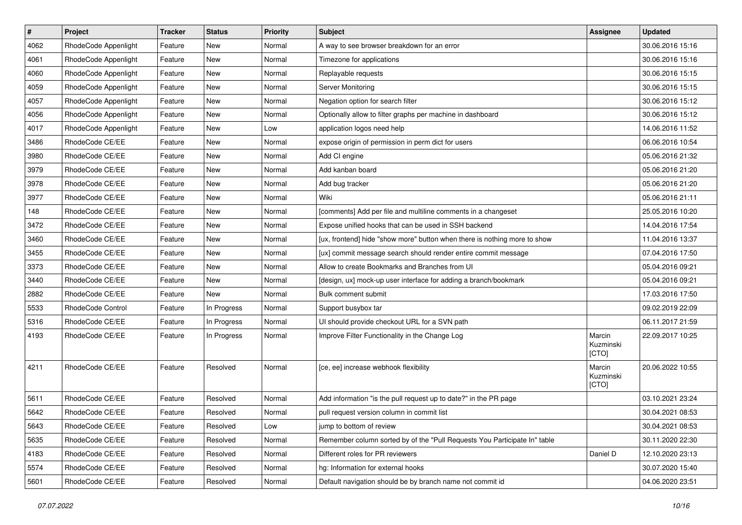| # | Project | Tracker | Status | Priority | Subject | Assignee | Updated |
| --- | --- | --- | --- | --- | --- | --- | --- |
| 4062 | RhodeCode Appenlight | Feature | New | Normal | A way to see browser breakdown for an error | | 30.06.2016 15:16 |
| 4061 | RhodeCode Appenlight | Feature | New | Normal | Timezone for applications | | 30.06.2016 15:16 |
| 4060 | RhodeCode Appenlight | Feature | New | Normal | Replayable requests | | 30.06.2016 15:15 |
| 4059 | RhodeCode Appenlight | Feature | New | Normal | Server Monitoring | | 30.06.2016 15:15 |
| 4057 | RhodeCode Appenlight | Feature | New | Normal | Negation option for search filter | | 30.06.2016 15:12 |
| 4056 | RhodeCode Appenlight | Feature | New | Normal | Optionally allow to filter graphs per machine in dashboard | | 30.06.2016 15:12 |
| 4017 | RhodeCode Appenlight | Feature | New | Low | application logos need help | | 14.06.2016 11:52 |
| 3486 | RhodeCode CE/EE | Feature | New | Normal | expose origin of permission in perm dict for users | | 06.06.2016 10:54 |
| 3980 | RhodeCode CE/EE | Feature | New | Normal | Add CI engine | | 05.06.2016 21:32 |
| 3979 | RhodeCode CE/EE | Feature | New | Normal | Add kanban board | | 05.06.2016 21:20 |
| 3978 | RhodeCode CE/EE | Feature | New | Normal | Add bug tracker | | 05.06.2016 21:20 |
| 3977 | RhodeCode CE/EE | Feature | New | Normal | Wiki | | 05.06.2016 21:11 |
| 148 | RhodeCode CE/EE | Feature | New | Normal | [comments] Add per file and multiline comments in a changeset | | 25.05.2016 10:20 |
| 3472 | RhodeCode CE/EE | Feature | New | Normal | Expose unified hooks that can be used in SSH backend | | 14.04.2016 17:54 |
| 3460 | RhodeCode CE/EE | Feature | New | Normal | [ux, frontend] hide "show more" button when there is nothing more to show | | 11.04.2016 13:37 |
| 3455 | RhodeCode CE/EE | Feature | New | Normal | [ux] commit message search should render entire commit message | | 07.04.2016 17:50 |
| 3373 | RhodeCode CE/EE | Feature | New | Normal | Allow to create Bookmarks and Branches from UI | | 05.04.2016 09:21 |
| 3440 | RhodeCode CE/EE | Feature | New | Normal | [design, ux] mock-up user interface for adding a branch/bookmark | | 05.04.2016 09:21 |
| 2882 | RhodeCode CE/EE | Feature | New | Normal | Bulk comment submit | | 17.03.2016 17:50 |
| 5533 | RhodeCode Control | Feature | In Progress | Normal | Support busybox tar | | 09.02.2019 22:09 |
| 5316 | RhodeCode CE/EE | Feature | In Progress | Normal | UI should provide checkout URL for a SVN path | | 06.11.2017 21:59 |
| 4193 | RhodeCode CE/EE | Feature | In Progress | Normal | Improve Filter Functionality in the Change Log | Marcin Kuzminski [CTO] | 22.09.2017 10:25 |
| 4211 | RhodeCode CE/EE | Feature | Resolved | Normal | [ce, ee] increase webhook flexibility | Marcin Kuzminski [CTO] | 20.06.2022 10:55 |
| 5611 | RhodeCode CE/EE | Feature | Resolved | Normal | Add information "is the pull request up to date?" in the PR page | | 03.10.2021 23:24 |
| 5642 | RhodeCode CE/EE | Feature | Resolved | Normal | pull request version column in commit list | | 30.04.2021 08:53 |
| 5643 | RhodeCode CE/EE | Feature | Resolved | Low | jump to bottom of review | | 30.04.2021 08:53 |
| 5635 | RhodeCode CE/EE | Feature | Resolved | Normal | Remember column sorted by of the "Pull Requests You Participate In" table | | 30.11.2020 22:30 |
| 4183 | RhodeCode CE/EE | Feature | Resolved | Normal | Different roles for PR reviewers | Daniel D | 12.10.2020 23:13 |
| 5574 | RhodeCode CE/EE | Feature | Resolved | Normal | hg: Information for external hooks | | 30.07.2020 15:40 |
| 5601 | RhodeCode CE/EE | Feature | Resolved | Normal | Default navigation should be by branch name not commit id | | 04.06.2020 23:51 |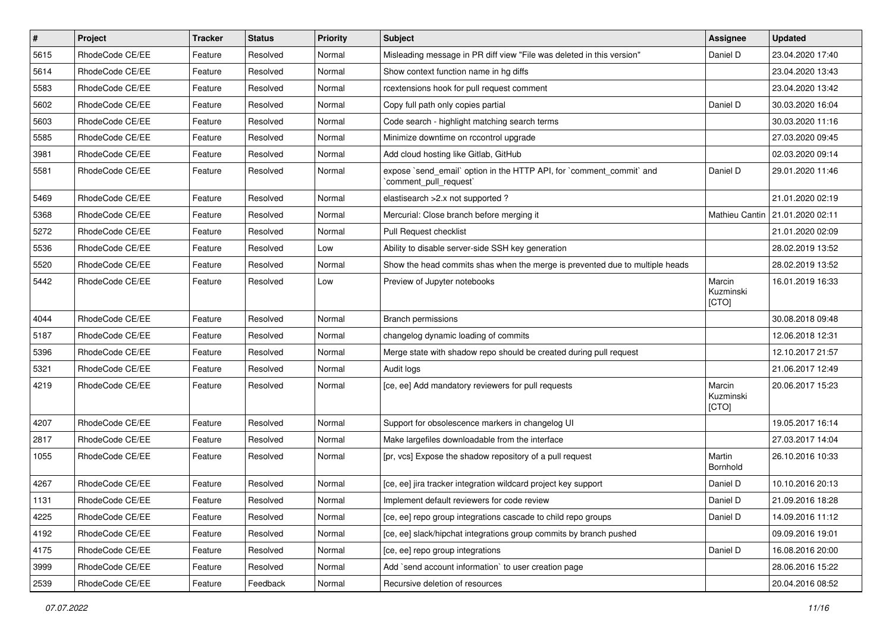| # | Project | Tracker | Status | Priority | Subject | Assignee | Updated |
|---|---|---|---|---|---|---|---|
| 5615 | RhodeCode CE/EE | Feature | Resolved | Normal | Misleading message in PR diff view "File was deleted in this version" | Daniel D | 23.04.2020 17:40 |
| 5614 | RhodeCode CE/EE | Feature | Resolved | Normal | Show context function name in hg diffs | | 23.04.2020 13:43 |
| 5583 | RhodeCode CE/EE | Feature | Resolved | Normal | rcextensions hook for pull request comment | | 23.04.2020 13:42 |
| 5602 | RhodeCode CE/EE | Feature | Resolved | Normal | Copy full path only copies partial | Daniel D | 30.03.2020 16:04 |
| 5603 | RhodeCode CE/EE | Feature | Resolved | Normal | Code search - highlight matching search terms | | 30.03.2020 11:16 |
| 5585 | RhodeCode CE/EE | Feature | Resolved | Normal | Minimize downtime on rccontrol upgrade | | 27.03.2020 09:45 |
| 3981 | RhodeCode CE/EE | Feature | Resolved | Normal | Add cloud hosting like Gitlab, GitHub | | 02.03.2020 09:14 |
| 5581 | RhodeCode CE/EE | Feature | Resolved | Normal | expose `send_email` option in the HTTP API, for `comment_commit` and `comment_pull_request` | Daniel D | 29.01.2020 11:46 |
| 5469 | RhodeCode CE/EE | Feature | Resolved | Normal | elastisearch >2.x not supported ? | | 21.01.2020 02:19 |
| 5368 | RhodeCode CE/EE | Feature | Resolved | Normal | Mercurial: Close branch before merging it | Mathieu Cantin | 21.01.2020 02:11 |
| 5272 | RhodeCode CE/EE | Feature | Resolved | Normal | Pull Request checklist | | 21.01.2020 02:09 |
| 5536 | RhodeCode CE/EE | Feature | Resolved | Low | Ability to disable server-side SSH key generation | | 28.02.2019 13:52 |
| 5520 | RhodeCode CE/EE | Feature | Resolved | Normal | Show the head commits shas when the merge is prevented due to multiple heads | | 28.02.2019 13:52 |
| 5442 | RhodeCode CE/EE | Feature | Resolved | Low | Preview of Jupyter notebooks | Marcin Kuzminski [CTO] | 16.01.2019 16:33 |
| 4044 | RhodeCode CE/EE | Feature | Resolved | Normal | Branch permissions | | 30.08.2018 09:48 |
| 5187 | RhodeCode CE/EE | Feature | Resolved | Normal | changelog dynamic loading of commits | | 12.06.2018 12:31 |
| 5396 | RhodeCode CE/EE | Feature | Resolved | Normal | Merge state with shadow repo should be created during pull request | | 12.10.2017 21:57 |
| 5321 | RhodeCode CE/EE | Feature | Resolved | Normal | Audit logs | | 21.06.2017 12:49 |
| 4219 | RhodeCode CE/EE | Feature | Resolved | Normal | [ce, ee] Add mandatory reviewers for pull requests | Marcin Kuzminski [CTO] | 20.06.2017 15:23 |
| 4207 | RhodeCode CE/EE | Feature | Resolved | Normal | Support for obsolescence markers in changelog UI | | 19.05.2017 16:14 |
| 2817 | RhodeCode CE/EE | Feature | Resolved | Normal | Make largefiles downloadable from the interface | | 27.03.2017 14:04 |
| 1055 | RhodeCode CE/EE | Feature | Resolved | Normal | [pr, vcs] Expose the shadow repository of a pull request | Martin Bornhold | 26.10.2016 10:33 |
| 4267 | RhodeCode CE/EE | Feature | Resolved | Normal | [ce, ee] jira tracker integration wildcard project key support | Daniel D | 10.10.2016 20:13 |
| 1131 | RhodeCode CE/EE | Feature | Resolved | Normal | Implement default reviewers for code review | Daniel D | 21.09.2016 18:28 |
| 4225 | RhodeCode CE/EE | Feature | Resolved | Normal | [ce, ee] repo group integrations cascade to child repo groups | Daniel D | 14.09.2016 11:12 |
| 4192 | RhodeCode CE/EE | Feature | Resolved | Normal | [ce, ee] slack/hipchat integrations group commits by branch pushed | | 09.09.2016 19:01 |
| 4175 | RhodeCode CE/EE | Feature | Resolved | Normal | [ce, ee] repo group integrations | Daniel D | 16.08.2016 20:00 |
| 3999 | RhodeCode CE/EE | Feature | Resolved | Normal | Add `send account information` to user creation page | | 28.06.2016 15:22 |
| 2539 | RhodeCode CE/EE | Feature | Feedback | Normal | Recursive deletion of resources | | 20.04.2016 08:52 |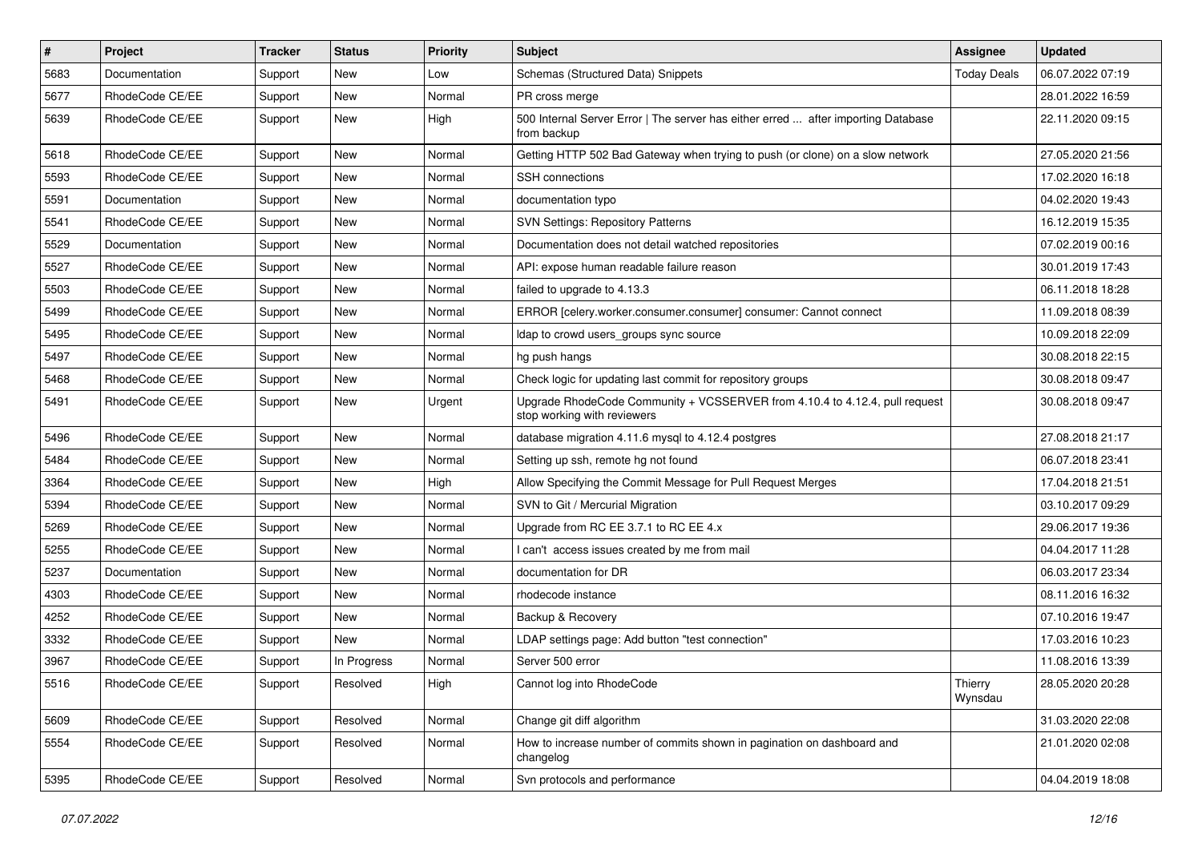| # | Project | Tracker | Status | Priority | Subject | Assignee | Updated |
|---|---|---|---|---|---|---|---|
| 5683 | Documentation | Support | New | Low | Schemas (Structured Data) Snippets | Today Deals | 06.07.2022 07:19 |
| 5677 | RhodeCode CE/EE | Support | New | Normal | PR cross merge | | 28.01.2022 16:59 |
| 5639 | RhodeCode CE/EE | Support | New | High | 500 Internal Server Error \| The server has either erred ... after importing Database from backup | | 22.11.2020 09:15 |
| 5618 | RhodeCode CE/EE | Support | New | Normal | Getting HTTP 502 Bad Gateway when trying to push (or clone) on a slow network | | 27.05.2020 21:56 |
| 5593 | RhodeCode CE/EE | Support | New | Normal | SSH connections | | 17.02.2020 16:18 |
| 5591 | Documentation | Support | New | Normal | documentation typo | | 04.02.2020 19:43 |
| 5541 | RhodeCode CE/EE | Support | New | Normal | SVN Settings: Repository Patterns | | 16.12.2019 15:35 |
| 5529 | Documentation | Support | New | Normal | Documentation does not detail watched repositories | | 07.02.2019 00:16 |
| 5527 | RhodeCode CE/EE | Support | New | Normal | API: expose human readable failure reason | | 30.01.2019 17:43 |
| 5503 | RhodeCode CE/EE | Support | New | Normal | failed to upgrade to 4.13.3 | | 06.11.2018 18:28 |
| 5499 | RhodeCode CE/EE | Support | New | Normal | ERROR [celery.worker.consumer.consumer] consumer: Cannot connect | | 11.09.2018 08:39 |
| 5495 | RhodeCode CE/EE | Support | New | Normal | ldap to crowd users_groups sync source | | 10.09.2018 22:09 |
| 5497 | RhodeCode CE/EE | Support | New | Normal | hg push hangs | | 30.08.2018 22:15 |
| 5468 | RhodeCode CE/EE | Support | New | Normal | Check logic for updating last commit for repository groups | | 30.08.2018 09:47 |
| 5491 | RhodeCode CE/EE | Support | New | Urgent | Upgrade RhodeCode Community + VCSSERVER from 4.10.4 to 4.12.4, pull request stop working with reviewers | | 30.08.2018 09:47 |
| 5496 | RhodeCode CE/EE | Support | New | Normal | database migration 4.11.6 mysql to 4.12.4 postgres | | 27.08.2018 21:17 |
| 5484 | RhodeCode CE/EE | Support | New | Normal | Setting up ssh, remote hg not found | | 06.07.2018 23:41 |
| 3364 | RhodeCode CE/EE | Support | New | High | Allow Specifying the Commit Message for Pull Request Merges | | 17.04.2018 21:51 |
| 5394 | RhodeCode CE/EE | Support | New | Normal | SVN to Git / Mercurial Migration | | 03.10.2017 09:29 |
| 5269 | RhodeCode CE/EE | Support | New | Normal | Upgrade from RC EE 3.7.1 to RC EE 4.x | | 29.06.2017 19:36 |
| 5255 | RhodeCode CE/EE | Support | New | Normal | I can't access issues created by me from mail | | 04.04.2017 11:28 |
| 5237 | Documentation | Support | New | Normal | documentation for DR | | 06.03.2017 23:34 |
| 4303 | RhodeCode CE/EE | Support | New | Normal | rhodecode instance | | 08.11.2016 16:32 |
| 4252 | RhodeCode CE/EE | Support | New | Normal | Backup & Recovery | | 07.10.2016 19:47 |
| 3332 | RhodeCode CE/EE | Support | New | Normal | LDAP settings page: Add button "test connection" | | 17.03.2016 10:23 |
| 3967 | RhodeCode CE/EE | Support | In Progress | Normal | Server 500 error | | 11.08.2016 13:39 |
| 5516 | RhodeCode CE/EE | Support | Resolved | High | Cannot log into RhodeCode | Thierry Wynsdau | 28.05.2020 20:28 |
| 5609 | RhodeCode CE/EE | Support | Resolved | Normal | Change git diff algorithm | | 31.03.2020 22:08 |
| 5554 | RhodeCode CE/EE | Support | Resolved | Normal | How to increase number of commits shown in pagination on dashboard and changelog | | 21.01.2020 02:08 |
| 5395 | RhodeCode CE/EE | Support | Resolved | Normal | Svn protocols and performance | | 04.04.2019 18:08 |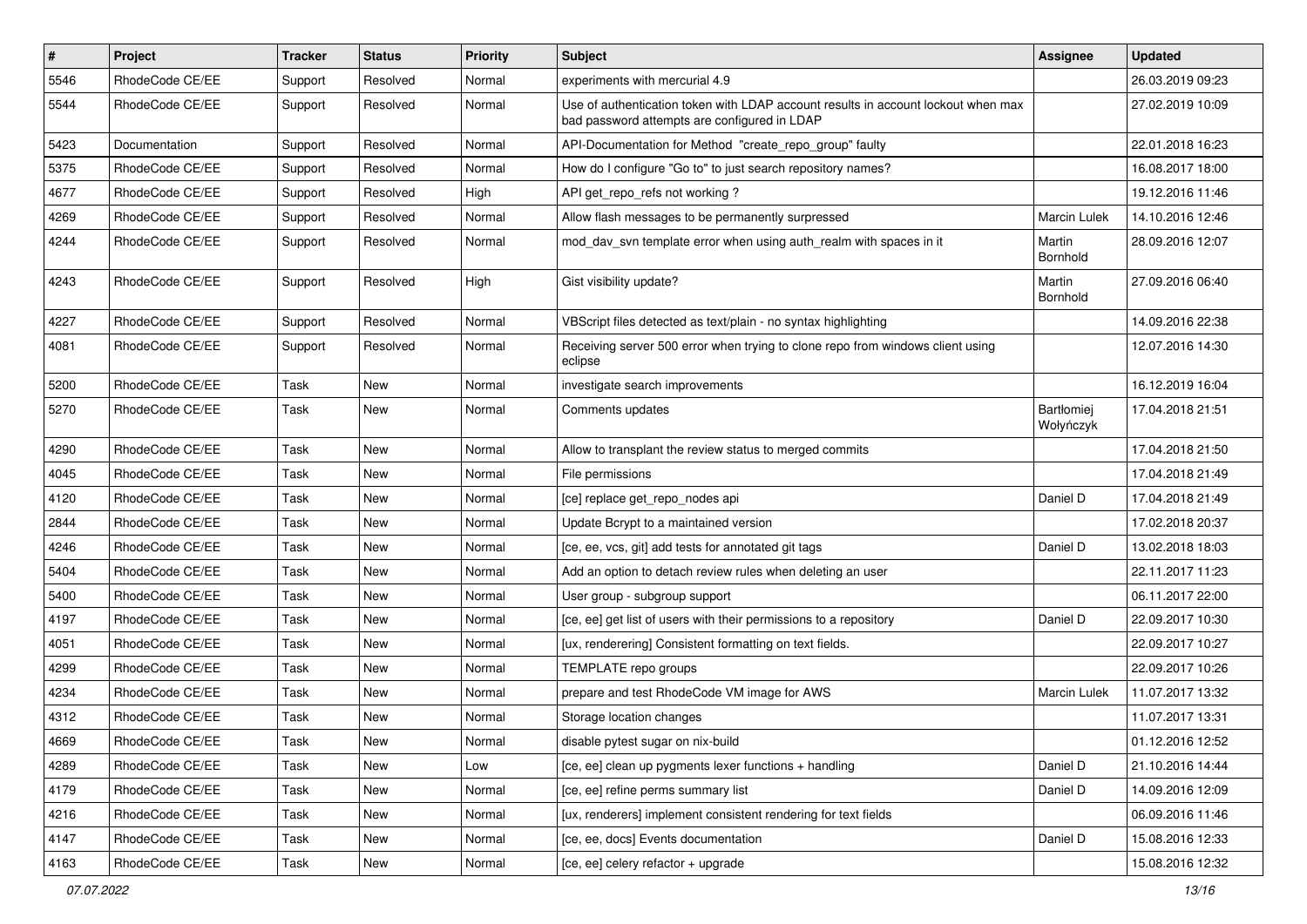| # | Project | Tracker | Status | Priority | Subject | Assignee | Updated |
|---|---|---|---|---|---|---|---|
| 5546 | RhodeCode CE/EE | Support | Resolved | Normal | experiments with mercurial 4.9 | | 26.03.2019 09:23 |
| 5544 | RhodeCode CE/EE | Support | Resolved | Normal | Use of authentication token with LDAP account results in account lockout when max bad password attempts are configured in LDAP | | 27.02.2019 10:09 |
| 5423 | Documentation | Support | Resolved | Normal | API-Documentation for Method "create_repo_group" faulty | | 22.01.2018 16:23 |
| 5375 | RhodeCode CE/EE | Support | Resolved | Normal | How do I configure "Go to" to just search repository names? | | 16.08.2017 18:00 |
| 4677 | RhodeCode CE/EE | Support | Resolved | High | API get_repo_refs not working ? | | 19.12.2016 11:46 |
| 4269 | RhodeCode CE/EE | Support | Resolved | Normal | Allow flash messages to be permanently surpressed | Marcin Lulek | 14.10.2016 12:46 |
| 4244 | RhodeCode CE/EE | Support | Resolved | Normal | mod_dav_svn template error when using auth_realm with spaces in it | Martin Bornhold | 28.09.2016 12:07 |
| 4243 | RhodeCode CE/EE | Support | Resolved | High | Gist visibility update? | Martin Bornhold | 27.09.2016 06:40 |
| 4227 | RhodeCode CE/EE | Support | Resolved | Normal | VBScript files detected as text/plain - no syntax highlighting | | 14.09.2016 22:38 |
| 4081 | RhodeCode CE/EE | Support | Resolved | Normal | Receiving server 500 error when trying to clone repo from windows client using eclipse | | 12.07.2016 14:30 |
| 5200 | RhodeCode CE/EE | Task | New | Normal | investigate search improvements | | 16.12.2019 16:04 |
| 5270 | RhodeCode CE/EE | Task | New | Normal | Comments updates | Bartłomiej Wołyńczyk | 17.04.2018 21:51 |
| 4290 | RhodeCode CE/EE | Task | New | Normal | Allow to transplant the review status to merged commits | | 17.04.2018 21:50 |
| 4045 | RhodeCode CE/EE | Task | New | Normal | File permissions | | 17.04.2018 21:49 |
| 4120 | RhodeCode CE/EE | Task | New | Normal | [ce] replace get_repo_nodes api | Daniel D | 17.04.2018 21:49 |
| 2844 | RhodeCode CE/EE | Task | New | Normal | Update Bcrypt to a maintained version | | 17.02.2018 20:37 |
| 4246 | RhodeCode CE/EE | Task | New | Normal | [ce, ee, vcs, git] add tests for annotated git tags | Daniel D | 13.02.2018 18:03 |
| 5404 | RhodeCode CE/EE | Task | New | Normal | Add an option to detach review rules when deleting an user | | 22.11.2017 11:23 |
| 5400 | RhodeCode CE/EE | Task | New | Normal | User group - subgroup support | | 06.11.2017 22:00 |
| 4197 | RhodeCode CE/EE | Task | New | Normal | [ce, ee] get list of users with their permissions to a repository | Daniel D | 22.09.2017 10:30 |
| 4051 | RhodeCode CE/EE | Task | New | Normal | [ux, renderering] Consistent formatting on text fields. | | 22.09.2017 10:27 |
| 4299 | RhodeCode CE/EE | Task | New | Normal | TEMPLATE repo groups | | 22.09.2017 10:26 |
| 4234 | RhodeCode CE/EE | Task | New | Normal | prepare and test RhodeCode VM image for AWS | Marcin Lulek | 11.07.2017 13:32 |
| 4312 | RhodeCode CE/EE | Task | New | Normal | Storage location changes | | 11.07.2017 13:31 |
| 4669 | RhodeCode CE/EE | Task | New | Normal | disable pytest sugar on nix-build | | 01.12.2016 12:52 |
| 4289 | RhodeCode CE/EE | Task | New | Low | [ce, ee] clean up pygments lexer functions + handling | Daniel D | 21.10.2016 14:44 |
| 4179 | RhodeCode CE/EE | Task | New | Normal | [ce, ee] refine perms summary list | Daniel D | 14.09.2016 12:09 |
| 4216 | RhodeCode CE/EE | Task | New | Normal | [ux, renderers] implement consistent rendering for text fields | | 06.09.2016 11:46 |
| 4147 | RhodeCode CE/EE | Task | New | Normal | [ce, ee, docs] Events documentation | Daniel D | 15.08.2016 12:33 |
| 4163 | RhodeCode CE/EE | Task | New | Normal | [ce, ee] celery refactor + upgrade | | 15.08.2016 12:32 |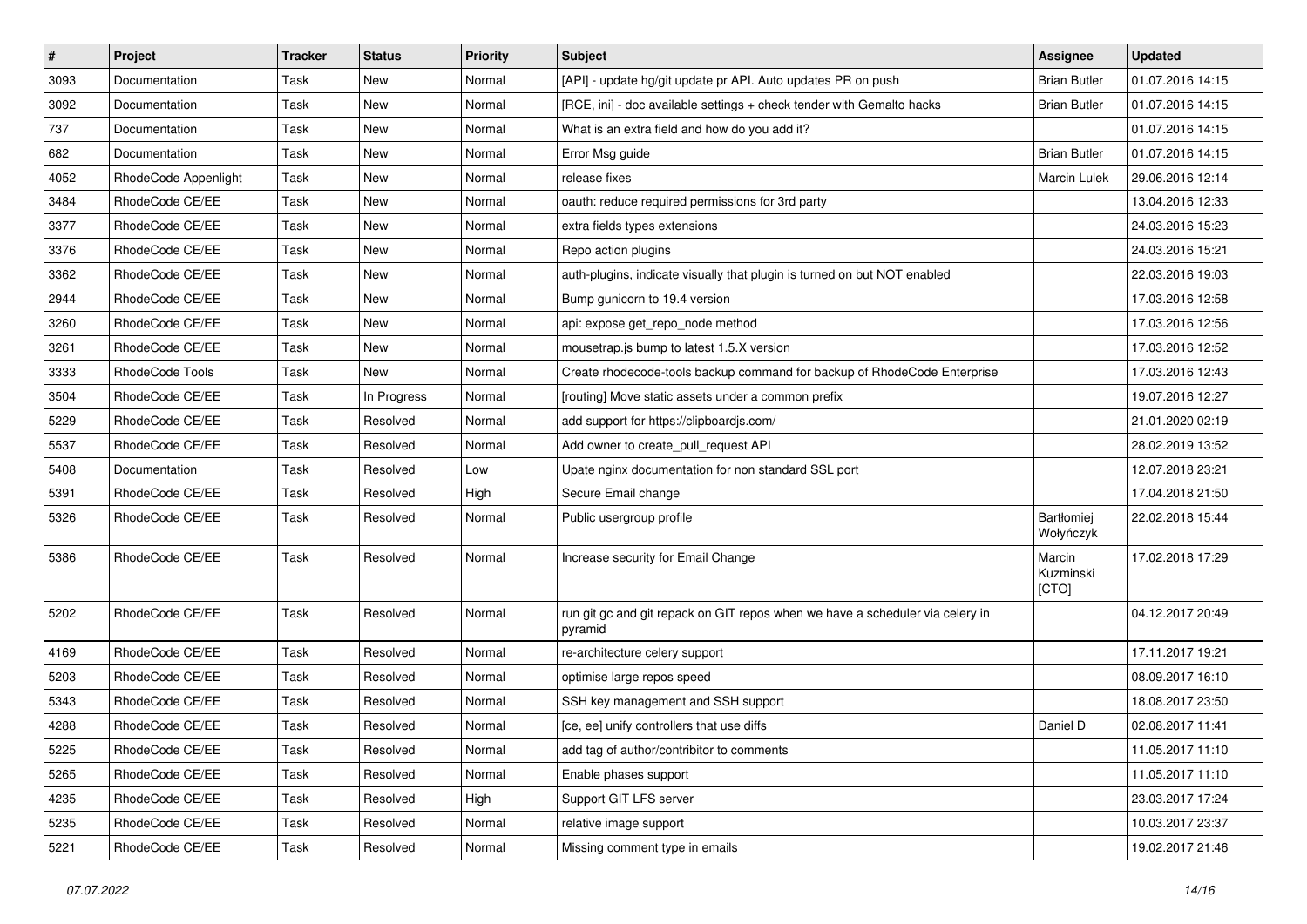| # | Project | Tracker | Status | Priority | Subject | Assignee | Updated |
|---|---|---|---|---|---|---|---|
| 3093 | Documentation | Task | New | Normal | [API] - update hg/git update pr API. Auto updates PR on push | Brian Butler | 01.07.2016 14:15 |
| 3092 | Documentation | Task | New | Normal | [RCE, ini] - doc available settings + check tender with Gemalto hacks | Brian Butler | 01.07.2016 14:15 |
| 737 | Documentation | Task | New | Normal | What is an extra field and how do you add it? | | 01.07.2016 14:15 |
| 682 | Documentation | Task | New | Normal | Error Msg guide | Brian Butler | 01.07.2016 14:15 |
| 4052 | RhodeCode Appenlight | Task | New | Normal | release fixes | Marcin Lulek | 29.06.2016 12:14 |
| 3484 | RhodeCode CE/EE | Task | New | Normal | oauth: reduce required permissions for 3rd party | | 13.04.2016 12:33 |
| 3377 | RhodeCode CE/EE | Task | New | Normal | extra fields types extensions | | 24.03.2016 15:23 |
| 3376 | RhodeCode CE/EE | Task | New | Normal | Repo action plugins | | 24.03.2016 15:21 |
| 3362 | RhodeCode CE/EE | Task | New | Normal | auth-plugins, indicate visually that plugin is turned on but NOT enabled | | 22.03.2016 19:03 |
| 2944 | RhodeCode CE/EE | Task | New | Normal | Bump gunicorn to 19.4 version | | 17.03.2016 12:58 |
| 3260 | RhodeCode CE/EE | Task | New | Normal | api: expose get_repo_node method | | 17.03.2016 12:56 |
| 3261 | RhodeCode CE/EE | Task | New | Normal | mousetrap.js bump to latest 1.5.X version | | 17.03.2016 12:52 |
| 3333 | RhodeCode Tools | Task | New | Normal | Create rhodecode-tools backup command for backup of RhodeCode Enterprise | | 17.03.2016 12:43 |
| 3504 | RhodeCode CE/EE | Task | In Progress | Normal | [routing] Move static assets under a common prefix | | 19.07.2016 12:27 |
| 5229 | RhodeCode CE/EE | Task | Resolved | Normal | add support for https://clipboardjs.com/ | | 21.01.2020 02:19 |
| 5537 | RhodeCode CE/EE | Task | Resolved | Normal | Add owner to create_pull_request API | | 28.02.2019 13:52 |
| 5408 | Documentation | Task | Resolved | Low | Upate nginx documentation for non standard SSL port | | 12.07.2018 23:21 |
| 5391 | RhodeCode CE/EE | Task | Resolved | High | Secure Email change | | 17.04.2018 21:50 |
| 5326 | RhodeCode CE/EE | Task | Resolved | Normal | Public usergroup profile | Bartłomiej Wołyńczyk | 22.02.2018 15:44 |
| 5386 | RhodeCode CE/EE | Task | Resolved | Normal | Increase security for Email Change | Marcin Kuzminski [CTO] | 17.02.2018 17:29 |
| 5202 | RhodeCode CE/EE | Task | Resolved | Normal | run git gc and git repack on GIT repos when we have a scheduler via celery in pyramid | | 04.12.2017 20:49 |
| 4169 | RhodeCode CE/EE | Task | Resolved | Normal | re-architecture celery support | | 17.11.2017 19:21 |
| 5203 | RhodeCode CE/EE | Task | Resolved | Normal | optimise large repos speed | | 08.09.2017 16:10 |
| 5343 | RhodeCode CE/EE | Task | Resolved | Normal | SSH key management and SSH support | | 18.08.2017 23:50 |
| 4288 | RhodeCode CE/EE | Task | Resolved | Normal | [ce, ee] unify controllers that use diffs | Daniel D | 02.08.2017 11:41 |
| 5225 | RhodeCode CE/EE | Task | Resolved | Normal | add tag of author/contribitor to comments | | 11.05.2017 11:10 |
| 5265 | RhodeCode CE/EE | Task | Resolved | Normal | Enable phases support | | 11.05.2017 11:10 |
| 4235 | RhodeCode CE/EE | Task | Resolved | High | Support GIT LFS server | | 23.03.2017 17:24 |
| 5235 | RhodeCode CE/EE | Task | Resolved | Normal | relative image support | | 10.03.2017 23:37 |
| 5221 | RhodeCode CE/EE | Task | Resolved | Normal | Missing comment type in emails | | 19.02.2017 21:46 |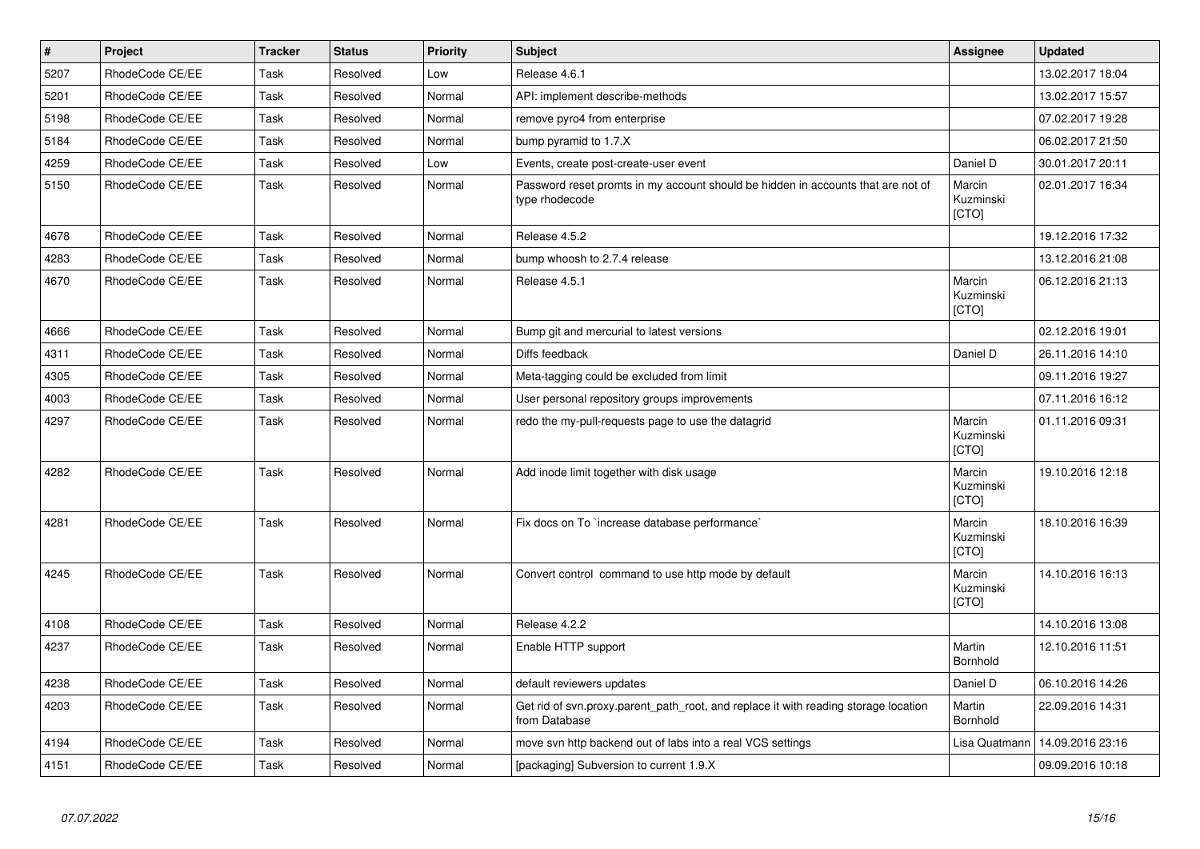| # | Project | Tracker | Status | Priority | Subject | Assignee | Updated |
|---|---|---|---|---|---|---|---|
| 5207 | RhodeCode CE/EE | Task | Resolved | Low | Release 4.6.1 | | 13.02.2017 18:04 |
| 5201 | RhodeCode CE/EE | Task | Resolved | Normal | API: implement describe-methods | | 13.02.2017 15:57 |
| 5198 | RhodeCode CE/EE | Task | Resolved | Normal | remove pyro4 from enterprise | | 07.02.2017 19:28 |
| 5184 | RhodeCode CE/EE | Task | Resolved | Normal | bump pyramid to 1.7.X | | 06.02.2017 21:50 |
| 4259 | RhodeCode CE/EE | Task | Resolved | Low | Events, create post-create-user event | Daniel D | 30.01.2017 20:11 |
| 5150 | RhodeCode CE/EE | Task | Resolved | Normal | Password reset promts in my account should be hidden in accounts that are not of type rhodecode | Marcin Kuzminski [CTO] | 02.01.2017 16:34 |
| 4678 | RhodeCode CE/EE | Task | Resolved | Normal | Release 4.5.2 | | 19.12.2016 17:32 |
| 4283 | RhodeCode CE/EE | Task | Resolved | Normal | bump whoosh to 2.7.4 release | | 13.12.2016 21:08 |
| 4670 | RhodeCode CE/EE | Task | Resolved | Normal | Release 4.5.1 | Marcin Kuzminski [CTO] | 06.12.2016 21:13 |
| 4666 | RhodeCode CE/EE | Task | Resolved | Normal | Bump git and mercurial to latest versions | | 02.12.2016 19:01 |
| 4311 | RhodeCode CE/EE | Task | Resolved | Normal | Diffs feedback | Daniel D | 26.11.2016 14:10 |
| 4305 | RhodeCode CE/EE | Task | Resolved | Normal | Meta-tagging could be excluded from limit | | 09.11.2016 19:27 |
| 4003 | RhodeCode CE/EE | Task | Resolved | Normal | User personal repository groups improvements | | 07.11.2016 16:12 |
| 4297 | RhodeCode CE/EE | Task | Resolved | Normal | redo the my-pull-requests page to use the datagrid | Marcin Kuzminski [CTO] | 01.11.2016 09:31 |
| 4282 | RhodeCode CE/EE | Task | Resolved | Normal | Add inode limit together with disk usage | Marcin Kuzminski [CTO] | 19.10.2016 12:18 |
| 4281 | RhodeCode CE/EE | Task | Resolved | Normal | Fix docs on To `increase database performance` | Marcin Kuzminski [CTO] | 18.10.2016 16:39 |
| 4245 | RhodeCode CE/EE | Task | Resolved | Normal | Convert control  command to use http mode by default | Marcin Kuzminski [CTO] | 14.10.2016 16:13 |
| 4108 | RhodeCode CE/EE | Task | Resolved | Normal | Release 4.2.2 | | 14.10.2016 13:08 |
| 4237 | RhodeCode CE/EE | Task | Resolved | Normal | Enable HTTP support | Martin Bornhold | 12.10.2016 11:51 |
| 4238 | RhodeCode CE/EE | Task | Resolved | Normal | default reviewers updates | Daniel D | 06.10.2016 14:26 |
| 4203 | RhodeCode CE/EE | Task | Resolved | Normal | Get rid of svn.proxy.parent_path_root, and replace it with reading storage location from Database | Martin Bornhold | 22.09.2016 14:31 |
| 4194 | RhodeCode CE/EE | Task | Resolved | Normal | move svn http backend out of labs into a real VCS settings | Lisa Quatmann | 14.09.2016 23:16 |
| 4151 | RhodeCode CE/EE | Task | Resolved | Normal | [packaging] Subversion to current 1.9.X | | 09.09.2016 10:18 |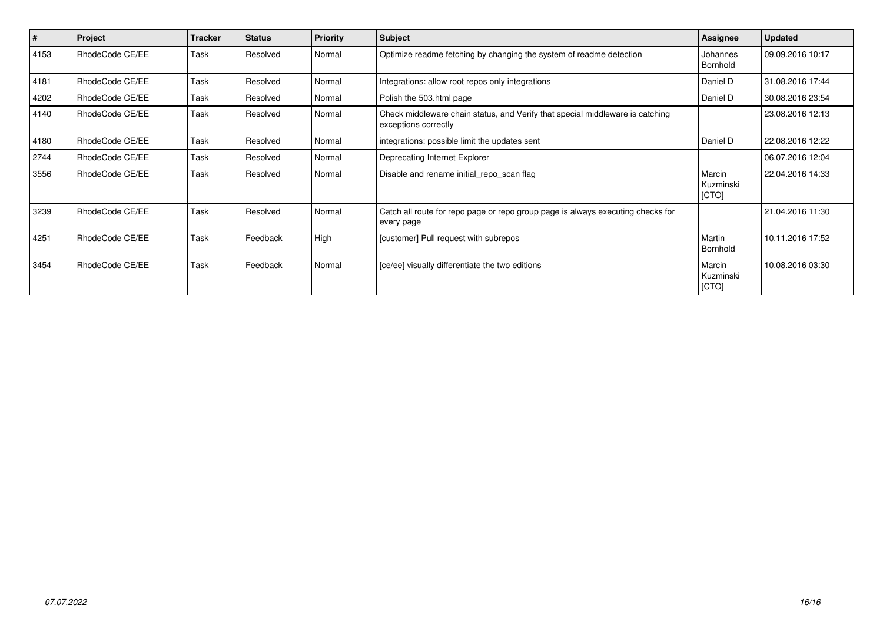| # | Project | Tracker | Status | Priority | Subject | Assignee | Updated |
|---|---|---|---|---|---|---|---|
| 4153 | RhodeCode CE/EE | Task | Resolved | Normal | Optimize readme fetching by changing the system of readme detection | Johannes Bornhold | 09.09.2016 10:17 |
| 4181 | RhodeCode CE/EE | Task | Resolved | Normal | Integrations: allow root repos only integrations | Daniel D | 31.08.2016 17:44 |
| 4202 | RhodeCode CE/EE | Task | Resolved | Normal | Polish the 503.html page | Daniel D | 30.08.2016 23:54 |
| 4140 | RhodeCode CE/EE | Task | Resolved | Normal | Check middleware chain status, and Verify that special middleware is catching exceptions correctly | | 23.08.2016 12:13 |
| 4180 | RhodeCode CE/EE | Task | Resolved | Normal | integrations: possible limit the updates sent | Daniel D | 22.08.2016 12:22 |
| 2744 | RhodeCode CE/EE | Task | Resolved | Normal | Deprecating Internet Explorer | | 06.07.2016 12:04 |
| 3556 | RhodeCode CE/EE | Task | Resolved | Normal | Disable and rename initial_repo_scan flag | Marcin Kuzminski [CTO] | 22.04.2016 14:33 |
| 3239 | RhodeCode CE/EE | Task | Resolved | Normal | Catch all route for repo page or repo group page is always executing checks for every page | | 21.04.2016 11:30 |
| 4251 | RhodeCode CE/EE | Task | Feedback | High | [customer] Pull request with subrepos | Martin Bornhold | 10.11.2016 17:52 |
| 3454 | RhodeCode CE/EE | Task | Feedback | Normal | [ce/ee] visually differentiate the two editions | Marcin Kuzminski [CTO] | 10.08.2016 03:30 |

*07.07.2022*